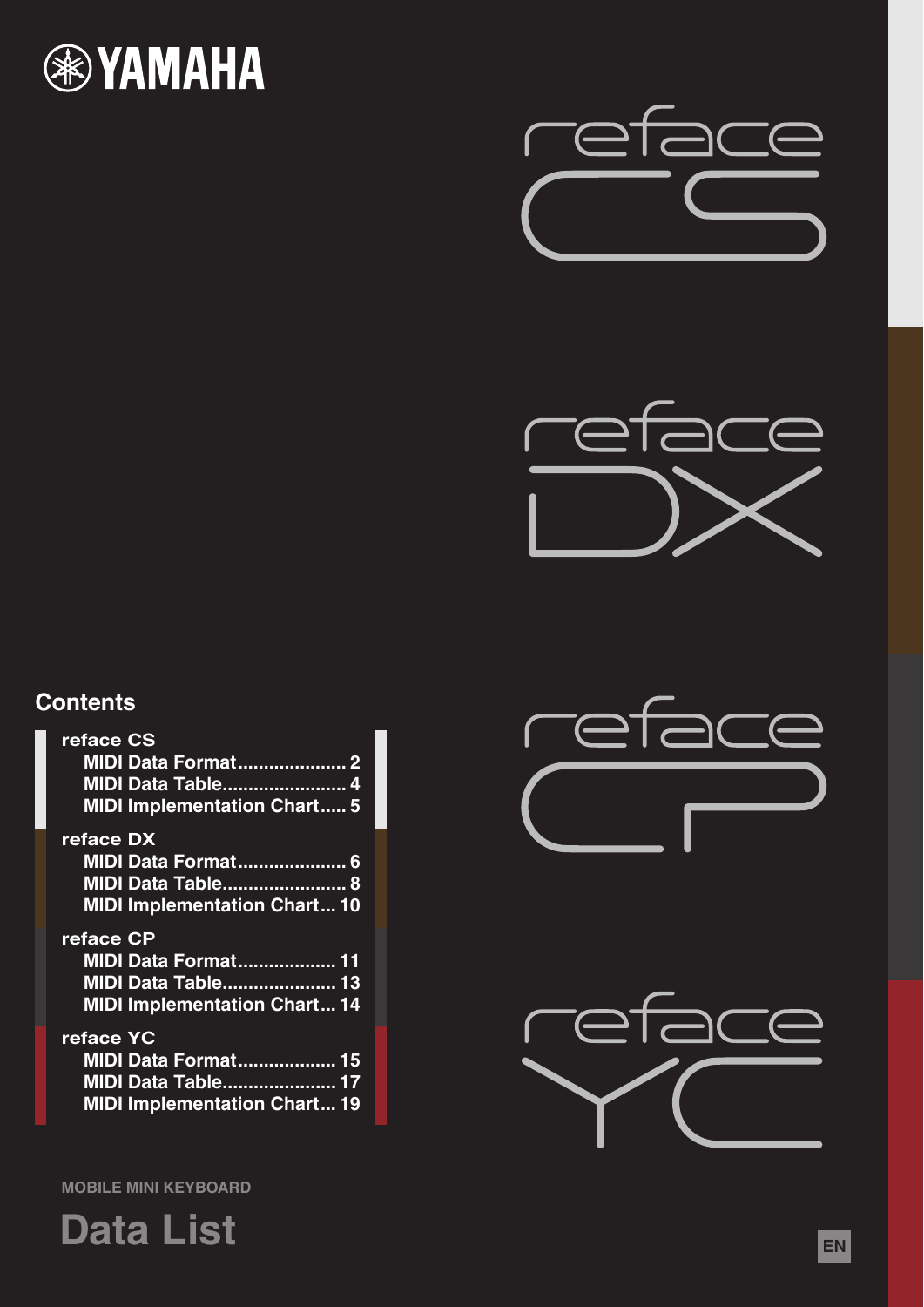YAMAHA

reface CS

reface DX

reface CP

reface YC

## Contents

**reface CS**
- MIDI Data Format..................... 2
- MIDI Data Table........................ 4
- MIDI Implementation Chart..... 5

**reface DX**
- MIDI Data Format..................... 6
- MIDI Data Table........................ 8
- MIDI Implementation Chart... 10

**reface CP**
- MIDI Data Format................... 11
- MIDI Data Table...................... 13
- MIDI Implementation Chart... 14

**reface YC**
- MIDI Data Format................... 15
- MIDI Data Table...................... 17
- MIDI Implementation Chart... 19

MOBILE MINI KEYBOARD

# Data List

EN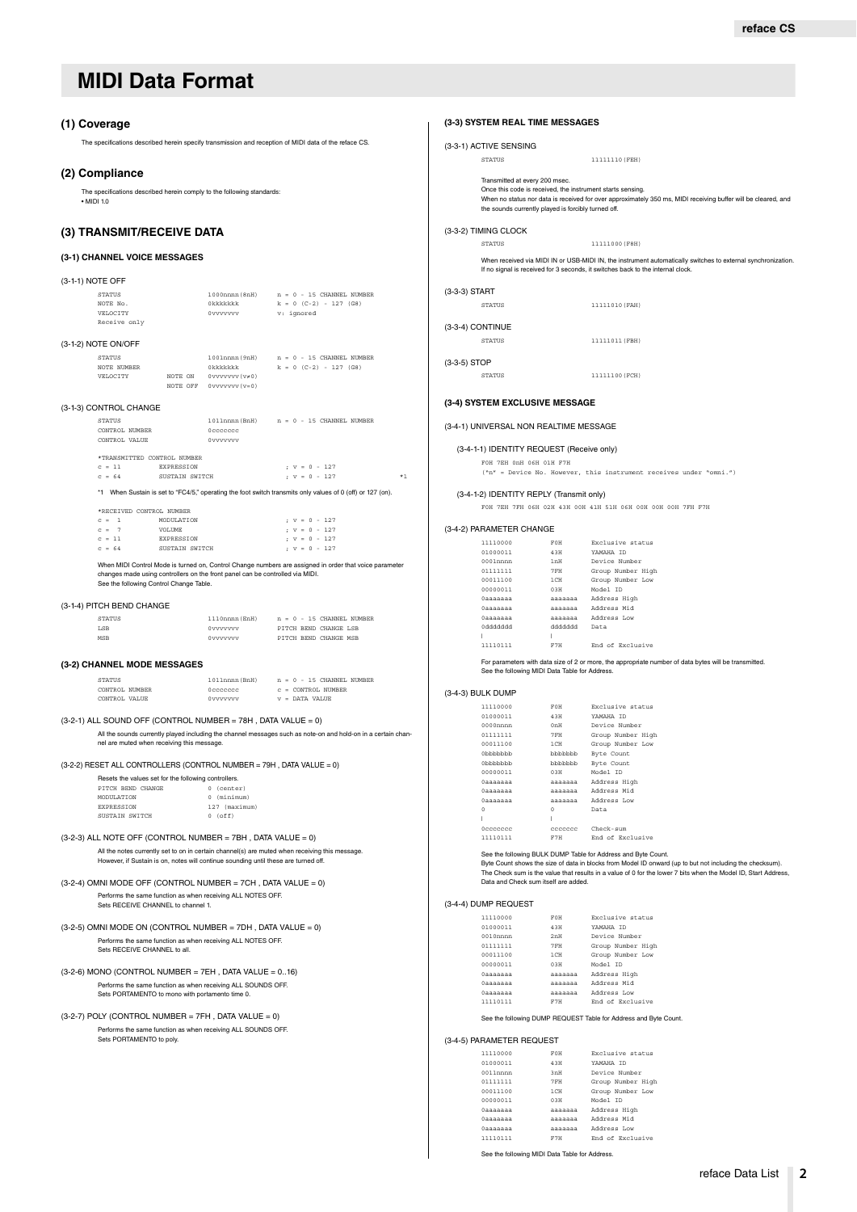# MIDI Data Format

## (1) Coverage

The specifications described herein specify transmission and reception of MIDI data of the reface CS.

## (2) Compliance

The specifications described herein comply to the following standards:
• MIDI 1.0

## (3) TRANSMIT/RECEIVE DATA

### (3-1) CHANNEL VOICE MESSAGES

(3-1-1) NOTE OFF

```
STATUS          1000nnnn(8nH)   n = 0 - 15 CHANNEL NUMBER
NOTE No.        0kkkkkkk        k = 0 (C-2) - 127 (G8)
VELOCITY        0vvvvvvv        v: ignored
Receive only
```

(3-1-2) NOTE ON/OFF

```
STATUS                   1001nnnn(9nH)   n = 0 - 15 CHANNEL NUMBER
NOTE NUMBER              0kkkkkkk        k = 0 (C-2) - 127 (G8)
VELOCITY        NOTE ON  0vvvvvvv(v≠0)
                NOTE OFF 0vvvvvvv(v=0)
```

(3-1-3) CONTROL CHANGE

```
STATUS          1011nnnn(BnH)   n = 0 - 15 CHANNEL NUMBER
CONTROL NUMBER  0ccccccc
CONTROL VALUE   0vvvvvvv
```

```
*TRANSMITTED CONTROL NUMBER
c = 11      EXPRESSION          ; v = 0 - 127
c = 64      SUSTAIN SWITCH      ; v = 0 - 127     *1
```

*1 When Sustain is set to "FC4/5," operating the foot switch transmits only values of 0 (off) or 127 (on).

```
*RECEIVED CONTROL NUMBER
c =  1      MODULATION          ; v = 0 - 127
c =  7      VOLUME              ; v = 0 - 127
c = 11      EXPRESSION          ; v = 0 - 127
c = 64      SUSTAIN SWITCH      ; v = 0 - 127
```

When MIDI Control Mode is turned on, Control Change numbers are assigned in order that voice parameter changes made using controllers on the front panel can be controlled via MIDI.
See the following Control Change Table.

(3-1-4) PITCH BEND CHANGE

```
STATUS          1110nnnn(EnH)   n = 0 - 15 CHANNEL NUMBER
LSB             0vvvvvvv        PITCH BEND CHANGE LSB
MSB             0vvvvvvv        PITCH BEND CHANGE MSB
```

### (3-2) CHANNEL MODE MESSAGES

```
STATUS          1011nnnn(BnH)   n = 0 - 15 CHANNEL NUMBER
CONTROL NUMBER  0ccccccc        c = CONTROL NUMBER
CONTROL VALUE   0vvvvvvv        v = DATA VALUE
```

(3-2-1) ALL SOUND OFF (CONTROL NUMBER = 78H , DATA VALUE = 0)

All the sounds currently played including the channel messages such as note-on and hold-on in a certain channel are muted when receiving this message.

(3-2-2) RESET ALL CONTROLLERS (CONTROL NUMBER = 79H , DATA VALUE = 0)

Resets the values set for the following controllers.

```
PITCH BEND CHANGE   0 (center)
MODULATION          0 (minimum)
EXPRESSION          127 (maximum)
SUSTAIN SWITCH      0 (off)
```

(3-2-3) ALL NOTE OFF (CONTROL NUMBER = 7BH , DATA VALUE = 0)

All the notes currently set to on in certain channel(s) are muted when receiving this message.
However, if Sustain is on, notes will continue sounding until these are turned off.

(3-2-4) OMNI MODE OFF (CONTROL NUMBER = 7CH , DATA VALUE = 0)

Performs the same function as when receiving ALL NOTES OFF.
Sets RECEIVE CHANNEL to channel 1.

(3-2-5) OMNI MODE ON (CONTROL NUMBER = 7DH , DATA VALUE = 0)

Performs the same function as when receiving ALL NOTES OFF.
Sets RECEIVE CHANNEL to all.

(3-2-6) MONO (CONTROL NUMBER = 7EH , DATA VALUE = 0..16)

Performs the same function as when receiving ALL SOUNDS OFF.
Sets PORTAMENTO to mono with portamento time 0.

(3-2-7) POLY (CONTROL NUMBER = 7FH , DATA VALUE = 0)

Performs the same function as when receiving ALL SOUNDS OFF.
Sets PORTAMENTO to poly.

### (3-3) SYSTEM REAL TIME MESSAGES

(3-3-1) ACTIVE SENSING

```
STATUS          11111110(FEH)
```

Transmitted at every 200 msec.
Once this code is received, the instrument starts sensing.
When no status nor data is received for over approximately 350 ms, MIDI receiving buffer will be cleared, and the sounds currently played is forcibly turned off.

(3-3-2) TIMING CLOCK

```
STATUS          11111000(F8H)
```

When received via MIDI IN or USB-MIDI IN, the instrument automatically switches to external synchronization.
If no signal is received for 3 seconds, it switches back to the internal clock.

(3-3-3) START

```
STATUS          11111010(FAH)
```

(3-3-4) CONTINUE

```
STATUS          11111011(FBH)
```

(3-3-5) STOP

```
STATUS          11111100(FCH)
```

### (3-4) SYSTEM EXCLUSIVE MESSAGE

(3-4-1) UNIVERSAL NON REALTIME MESSAGE

(3-4-1-1) IDENTITY REQUEST (Receive only)

```
F0H 7EH 0nH 06H 01H F7H
("n" = Device No. However, this instrument receives under "omni.")
```

(3-4-1-2) IDENTITY REPLY (Transmit only)

```
F0H 7EH 7FH 06H 02H 43H 00H 41H 51H 06H 00H 00H 00H 7FH F7H
```

(3-4-2) PARAMETER CHANGE

```
11110000    F0H       Exclusive status
01000011    43H       YAMAHA ID
0001nnnn    1nH       Device Number
01111111    7FH       Group Number High
00011100    1CH       Group Number Low
00000011    03H       Model ID
0aaaaaaa    aaaaaaa   Address High
0aaaaaaa    aaaaaaa   Address Mid
0aaaaaaa    aaaaaaa   Address Low
0ddddddd    ddddddd   Data
|           |
11110111    F7H       End of Exclusive
```

For parameters with data size of 2 or more, the appropriate number of data bytes will be transmitted.
See the following MIDI Data Table for Address.

(3-4-3) BULK DUMP

```
11110000    F0H       Exclusive status
01000011    43H       YAMAHA ID
0000nnnn    0nH       Device Number
01111111    7FH       Group Number High
00011100    1CH       Group Number Low
0bbbbbbb    bbbbbbb   Byte Count
0bbbbbbb    bbbbbbb   Byte Count
00000011    03H       Model ID
0aaaaaaa    aaaaaaa   Address High
0aaaaaaa    aaaaaaa   Address Mid
0aaaaaaa    aaaaaaa   Address Low
0           0         Data
|           |
0ccccccc    ccccccc   Check-sum
11110111    F7H       End of Exclusive
```

See the following BULK DUMP Table for Address and Byte Count.
Byte Count shows the size of data in blocks from Model ID onward (up to but not including the checksum).
The Check sum is the value that results in a value of 0 for the lower 7 bits when the Model ID, Start Address, Data and Check sum itself are added.

(3-4-4) DUMP REQUEST

```
11110000    F0H       Exclusive status
01000011    43H       YAMAHA ID
0010nnnn    2nH       Device Number
01111111    7FH       Group Number High
00011100    1CH       Group Number Low
00000011    03H       Model ID
0aaaaaaa    aaaaaaa   Address High
0aaaaaaa    aaaaaaa   Address Mid
0aaaaaaa    aaaaaaa   Address Low
11110111    F7H       End of Exclusive
```

See the following DUMP REQUEST Table for Address and Byte Count.

(3-4-5) PARAMETER REQUEST

```
11110000    F0H       Exclusive status
01000011    43H       YAMAHA ID
0011nnnn    3nH       Device Number
01111111    7FH       Group Number High
00011100    1CH       Group Number Low
00000011    03H       Model ID
0aaaaaaa    aaaaaaa   Address High
0aaaaaaa    aaaaaaa   Address Mid
0aaaaaaa    aaaaaaa   Address Low
11110111    F7H       End of Exclusive
```

See the following MIDI Data Table for Address.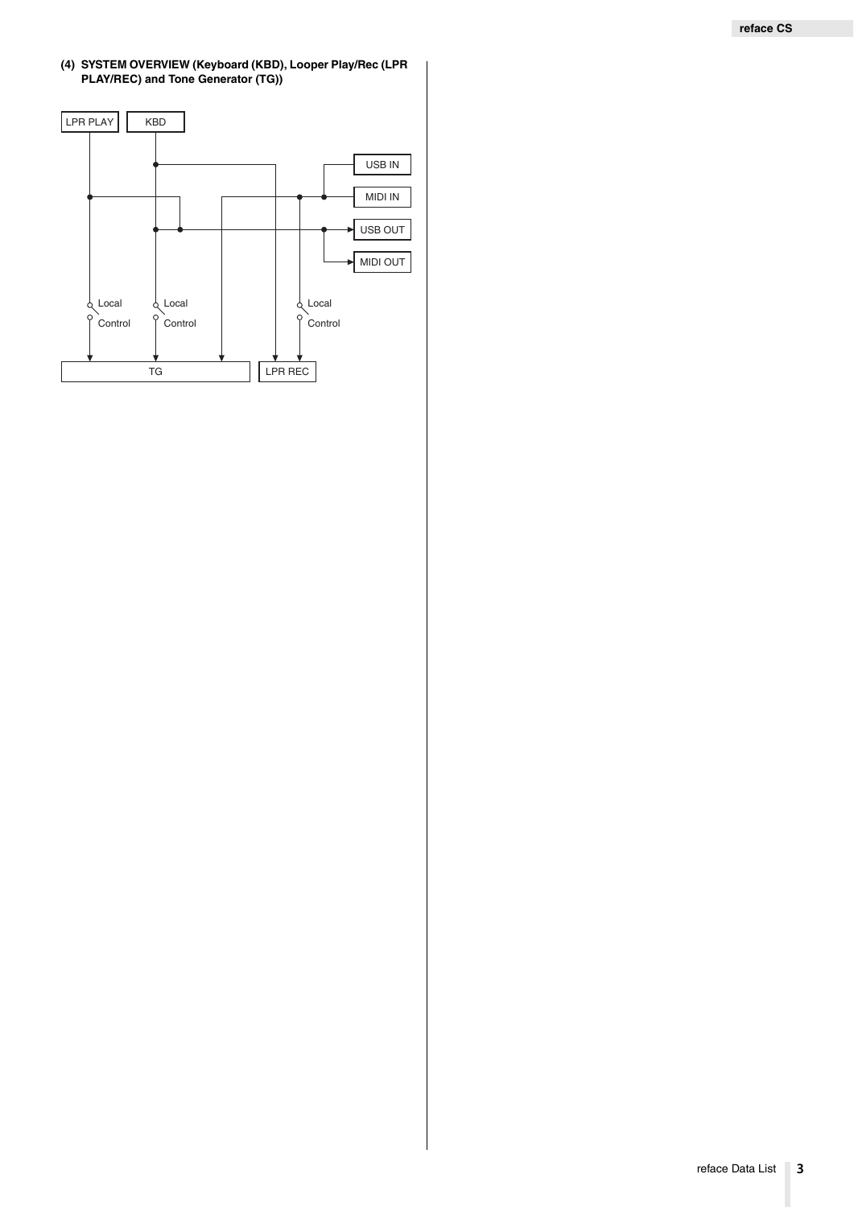### (4) SYSTEM OVERVIEW (Keyboard (KBD), Looper Play/Rec (LPR PLAY/REC) and Tone Generator (TG))

LPR PLAY
KBD
USB IN
MIDI IN
USB OUT
MIDI OUT
Local Control
Local Control
Local Control
TG
LPR REC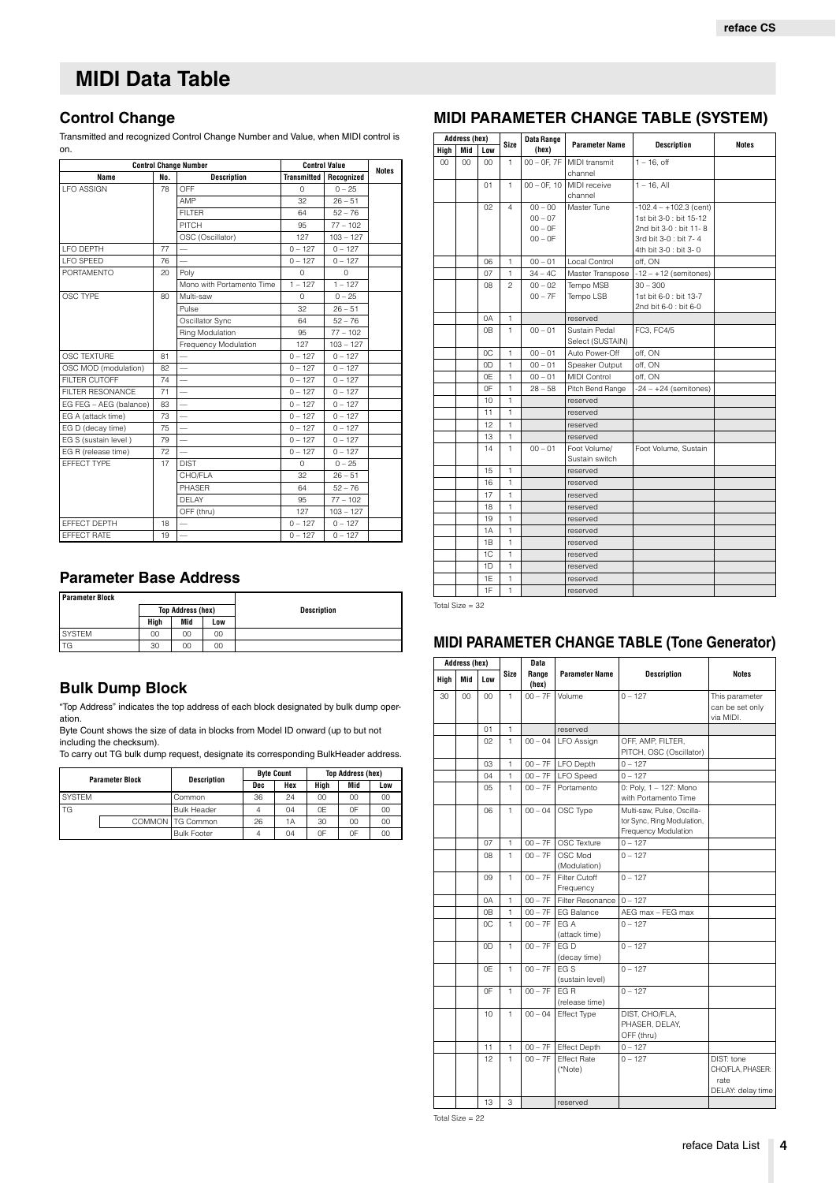# MIDI Data Table

## Control Change

Transmitted and recognized Control Change Number and Value, when MIDI control is on.

| Control Change Number | | | Control Value | | Notes |
|---|---|---|---|---|---|
| Name | No. | Description | Transmitted | Recognized | |
| LFO ASSIGN | 78 | OFF | 0 | 0 – 25 | |
| | | AMP | 32 | 26 – 51 | |
| | | FILTER | 64 | 52 – 76 | |
| | | PITCH | 95 | 77 – 102 | |
| | | OSC (Oscillator) | 127 | 103 – 127 | |
| LFO DEPTH | 77 | — | 0 – 127 | 0 – 127 | |
| LFO SPEED | 76 | — | 0 – 127 | 0 – 127 | |
| PORTAMENTO | 20 | Poly | 0 | 0 | |
| | | Mono with Portamento Time | 1 – 127 | 1 – 127 | |
| OSC TYPE | 80 | Multi-saw | 0 | 0 – 25 | |
| | | Pulse | 32 | 26 – 51 | |
| | | Oscillator Sync | 64 | 52 – 76 | |
| | | Ring Modulation | 95 | 77 – 102 | |
| | | Frequency Modulation | 127 | 103 – 127 | |
| OSC TEXTURE | 81 | — | 0 – 127 | 0 – 127 | |
| OSC MOD (modulation) | 82 | — | 0 – 127 | 0 – 127 | |
| FILTER CUTOFF | 74 | — | 0 – 127 | 0 – 127 | |
| FILTER RESONANCE | 71 | — | 0 – 127 | 0 – 127 | |
| EG FEG – AEG (balance) | 83 | — | 0 – 127 | 0 – 127 | |
| EG A (attack time) | 73 | — | 0 – 127 | 0 – 127 | |
| EG D (decay time) | 75 | — | 0 – 127 | 0 – 127 | |
| EG S (sustain level ) | 79 | — | 0 – 127 | 0 – 127 | |
| EG R (release time) | 72 | — | 0 – 127 | 0 – 127 | |
| EFFECT TYPE | 17 | DIST | 0 | 0 – 25 | |
| | | CHO/FLA | 32 | 26 – 51 | |
| | | PHASER | 64 | 52 – 76 | |
| | | DELAY | 95 | 77 – 102 | |
| | | OFF (thru) | 127 | 103 – 127 | |
| EFFECT DEPTH | 18 | — | 0 – 127 | 0 – 127 | |
| EFFECT RATE | 19 | — | 0 – 127 | 0 – 127 | |

## Parameter Base Address

| Parameter Block | Top Address (hex) | | | Description |
|---|---|---|---|---|
| | High | Mid | Low | |
| SYSTEM | 00 | 00 | 00 | |
| TG | 30 | 00 | 00 | |

## Bulk Dump Block

"Top Address" indicates the top address of each block designated by bulk dump operation.

Byte Count shows the size of data in blocks from Model ID onward (up to but not including the checksum).

To carry out TG bulk dump request, designate its corresponding BulkHeader address.

| Parameter Block | | Description | Byte Count | | Top Address (hex) | | |
|---|---|---|---|---|---|---|---|
| | | | Dec | Hex | High | Mid | Low |
| SYSTEM | | Common | 36 | 24 | 00 | 00 | 00 |
| TG | | Bulk Header | 4 | 04 | 0E | 0F | 00 |
| | COMMON | TG Common | 26 | 1A | 30 | 00 | 00 |
| | | Bulk Footer | 4 | 04 | 0F | 0F | 00 |

## MIDI PARAMETER CHANGE TABLE (SYSTEM)

| Address (hex) | | | Size | Data Range (hex) | Parameter Name | Description | Notes |
|---|---|---|---|---|---|---|---|
| High | Mid | Low | | | | | |
| 00 | 00 | 00 | 1 | 00 – 0F, 7F | MIDI transmit channel | 1 – 16, off | |
| | | 01 | 1 | 00 – 0F, 10 | MIDI receive channel | 1 – 16, All | |
| | | 02 | 4 | 00 – 00<br>00 – 07<br>00 – 0F<br>00 – 0F | Master Tune | -102.4 – +102.3 (cent)<br>1st bit 3-0 : bit 15-12<br>2nd bit 3-0 : bit 11- 8<br>3rd bit 3-0 : bit 7- 4<br>4th bit 3-0 : bit 3- 0 | |
| | | 06 | 1 | 00 – 01 | Local Control | off, ON | |
| | | 07 | 1 | 34 – 4C | Master Transpose | -12 – +12 (semitones) | |
| | | 08 | 2 | 00 – 02<br>00 – 7F | Tempo MSB<br>Tempo LSB | 30 – 300<br>1st bit 6-0 : bit 13-7<br>2nd bit 6-0 : bit 6-0 | |
| | | 0A | 1 | | reserved | | |
| | | 0B | 1 | 00 – 01 | Sustain Pedal Select (SUSTAIN) | FC3, FC4/5 | |
| | | 0C | 1 | 00 – 01 | Auto Power-Off | off, ON | |
| | | 0D | 1 | 00 – 01 | Speaker Output | off, ON | |
| | | 0E | 1 | 00 – 01 | MIDI Control | off, ON | |
| | | 0F | 1 | 28 – 58 | Pitch Bend Range | -24 – +24 (semitones) | |
| | | 10 | 1 | | reserved | | |
| | | 11 | 1 | | reserved | | |
| | | 12 | 1 | | reserved | | |
| | | 13 | 1 | | reserved | | |
| | | 14 | 1 | 00 – 01 | Foot Volume/ Sustain switch | Foot Volume, Sustain | |
| | | 15 | 1 | | reserved | | |
| | | 16 | 1 | | reserved | | |
| | | 17 | 1 | | reserved | | |
| | | 18 | 1 | | reserved | | |
| | | 19 | 1 | | reserved | | |
| | | 1A | 1 | | reserved | | |
| | | 1B | 1 | | reserved | | |
| | | 1C | 1 | | reserved | | |
| | | 1D | 1 | | reserved | | |
| | | 1E | 1 | | reserved | | |
| | | 1F | 1 | | reserved | | |

Total Size = 32

## MIDI PARAMETER CHANGE TABLE (Tone Generator)

| Address (hex) | | | Size | Data Range (hex) | Parameter Name | Description | Notes |
|---|---|---|---|---|---|---|---|
| High | Mid | Low | | | | | |
| 30 | 00 | 00 | 1 | 00 – 7F | Volume | 0 – 127 | This parameter can be set only via MIDI. |
| | | 01 | 1 | | reserved | | |
| | | 02 | 1 | 00 – 04 | LFO Assign | OFF, AMP, FILTER, PITCH, OSC (Oscillator) | |
| | | 03 | 1 | 00 – 7F | LFO Depth | 0 – 127 | |
| | | 04 | 1 | 00 – 7F | LFO Speed | 0 – 127 | |
| | | 05 | 1 | 00 – 7F | Portamento | 0: Poly, 1 – 127: Mono with Portamento Time | |
| | | 06 | 1 | 00 – 04 | OSC Type | Multi-saw, Pulse, Oscillator Sync, Ring Modulation, Frequency Modulation | |
| | | 07 | 1 | 00 – 7F | OSC Texture | 0 – 127 | |
| | | 08 | 1 | 00 – 7F | OSC Mod (Modulation) | 0 – 127 | |
| | | 09 | 1 | 00 – 7F | Filter Cutoff Frequency | 0 – 127 | |
| | | 0A | 1 | 00 – 7F | Filter Resonance | 0 – 127 | |
| | | 0B | 1 | 00 – 7F | EG Balance | AEG max – FEG max | |
| | | 0C | 1 | 00 – 7F | EG A (attack time) | 0 – 127 | |
| | | 0D | 1 | 00 – 7F | EG D (decay time) | 0 – 127 | |
| | | 0E | 1 | 00 – 7F | EG S (sustain level) | 0 – 127 | |
| | | 0F | 1 | 00 – 7F | EG R (release time) | 0 – 127 | |
| | | 10 | 1 | 00 – 04 | Effect Type | DIST, CHO/FLA, PHASER, DELAY, OFF (thru) | |
| | | 11 | 1 | 00 – 7F | Effect Depth | 0 – 127 | |
| | | 12 | 1 | 00 – 7F | Effect Rate (*Note) | 0 – 127 | DIST: tone<br>CHO/FLA, PHASER: rate<br>DELAY: delay time |
| | | 13 | 3 | | reserved | | |

Total Size = 22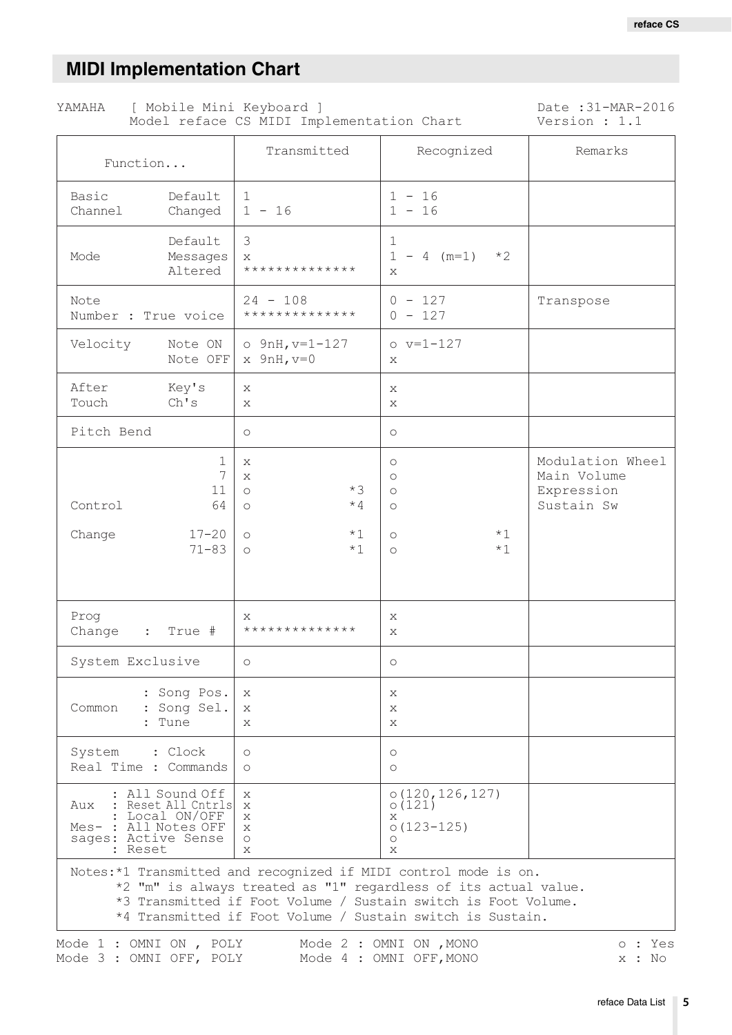## MIDI Implementation Chart

YAMAHA [ Mobile Mini Keyboard ]
Model reface CS MIDI Implementation Chart

Date :31-MAR-2016
Version : 1.1

| Function... | | Transmitted | Recognized | Remarks |
|---|---|---|---|---|
| Basic Channel | Default | 1 | 1 - 16 | |
| | Changed | 1 - 16 | 1 - 16 | |
| Mode | Default | 3 | 1 | |
| | Messages | x | 1 - 4 (m=1) *2 | |
| | Altered | ************** | x | |
| Note Number : True voice | | 24 - 108 | 0 - 127 | Transpose |
| | | ************** | 0 - 127 | |
| Velocity | Note ON | o 9nH,v=1-127 | o v=1-127 | |
| | Note OFF | x 9nH,v=0 | x | |
| After Touch | Key's | x | x | |
| | Ch's | x | x | |
| Pitch Bend | | o | o | |
| Control Change | 1 | x | o | Modulation Wheel |
| | 7 | x | o | Main Volume |
| | 11 | o *3 | o | Expression |
| | 64 | o *4 | o | Sustain Sw |
| | 17-20 | o *1 | o *1 | |
| | 71-83 | o *1 | o *1 | |
| Prog Change : True # | | x | x | |
| | | ************** | x | |
| System Exclusive | | o | o | |
| Common | : Song Pos. | x | x | |
| | : Song Sel. | x | x | |
| | : Tune | x | x | |
| System Real Time | : Clock | o | o | |
| | : Commands | o | o | |
| Aux Mes- sages | : All Sound Off | x | o(120,126,127) | |
| | : Reset All Cntrls | x | o(121) | |
| | : Local ON/OFF | x | x | |
| | : All Notes OFF | x | o(123-125) | |
| | : Active Sense | o | o | |
| | : Reset | x | x | |

Notes:*1 Transmitted and recognized if MIDI control mode is on.
*2 "m" is always treated as "1" regardless of its actual value.
*3 Transmitted if Foot Volume / Sustain switch is Foot Volume.
*4 Transmitted if Foot Volume / Sustain switch is Sustain.

Mode 1 : OMNI ON , POLY    Mode 2 : OMNI ON ,MONO    o : Yes
Mode 3 : OMNI OFF, POLY    Mode 4 : OMNI OFF,MONO    x : No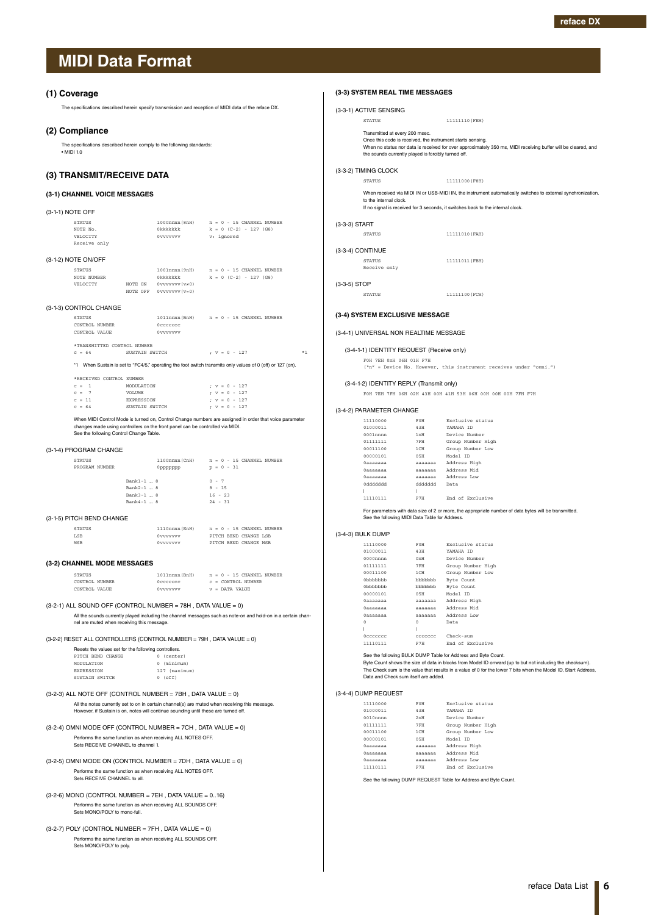# MIDI Data Format

## (1) Coverage

The specifications described herein specify transmission and reception of MIDI data of the reface DX.

## (2) Compliance

The specifications described herein comply to the following standards:
• MIDI 1.0

## (3) TRANSMIT/RECEIVE DATA

### (3-1) CHANNEL VOICE MESSAGES

(3-1-1) NOTE OFF

```
STATUS                  1000nnnn(8nH)    n = 0 - 15 CHANNEL NUMBER
NOTE No.                0kkkkkkk         k = 0 (C-2) - 127 (G8)
VELOCITY                0vvvvvvv         v: ignored
Receive only
```

(3-1-2) NOTE ON/OFF

```
STATUS                  1001nnnn(9nH)    n = 0 - 15 CHANNEL NUMBER
NOTE NUMBER             0kkkkkkk         k = 0 (C-2) - 127 (G8)
VELOCITY     NOTE ON    0vvvvvvv(v≠0)
             NOTE OFF   0vvvvvvv(v=0)
```

(3-1-3) CONTROL CHANGE

```
STATUS                  1011nnnn(BnH)    n = 0 - 15 CHANNEL NUMBER
CONTROL NUMBER          0ccccccc
CONTROL VALUE           0vvvvvvv

*TRANSMITTED CONTROL NUMBER
c = 64      SUSTAIN SWITCH              ; v = 0 - 127          *1
```

*1 When Sustain is set to "FC4/5," operating the foot switch transmits only values of 0 (off) or 127 (on).

```
*RECEIVED CONTROL NUMBER
c =  1      MODULATION                  ; v = 0 - 127
c =  7      VOLUME                      ; v = 0 - 127
c = 11      EXPRESSION                  ; v = 0 - 127
c = 64      SUSTAIN SWITCH              ; v = 0 - 127
```

When MIDI Control Mode is turned on, Control Change numbers are assigned in order that voice parameter changes made using controllers on the front panel can be controlled via MIDI.
See the following Control Change Table.

(3-1-4) PROGRAM CHANGE

```
STATUS                  1100nnnn(CnH)    n = 0 - 15 CHANNEL NUMBER
PROGRAM NUMBER          0ppppppp         p = 0 - 31

             Bank1-1 … 8                 0 - 7
             Bank2-1 … 8                 8 - 15
             Bank3-1 … 8                 16 - 23
             Bank4-1 … 8                 24 - 31
```

(3-1-5) PITCH BEND CHANGE

```
STATUS                  1110nnnn(EnH)    n = 0 - 15 CHANNEL NUMBER
LSB                     0vvvvvvv         PITCH BEND CHANGE LSB
MSB                     0vvvvvvv         PITCH BEND CHANGE MSB
```

### (3-2) CHANNEL MODE MESSAGES

```
STATUS                  1011nnnn(BnH)    n = 0 - 15 CHANNEL NUMBER
CONTROL NUMBER          0ccccccc         c = CONTROL NUMBER
CONTROL VALUE           0vvvvvvv         v = DATA VALUE
```

(3-2-1) ALL SOUND OFF (CONTROL NUMBER = 78H , DATA VALUE = 0)

All the sounds currently played including the channel messages such as note-on and hold-on in a certain channel are muted when receiving this message.

(3-2-2) RESET ALL CONTROLLERS (CONTROL NUMBER = 79H , DATA VALUE = 0)

Resets the values set for the following controllers.

```
PITCH BEND CHANGE       0 (center)
MODULATION              0 (minimum)
EXPRESSION              127 (maximum)
SUSTAIN SWITCH          0 (off)
```

(3-2-3) ALL NOTE OFF (CONTROL NUMBER = 7BH , DATA VALUE = 0)

All the notes currently set to on in certain channel(s) are muted when receiving this message.
However, if Sustain is on, notes will continue sounding until these are turned off.

(3-2-4) OMNI MODE OFF (CONTROL NUMBER = 7CH , DATA VALUE = 0)

Performs the same function as when receiving ALL NOTES OFF.
Sets RECEIVE CHANNEL to channel 1.

(3-2-5) OMNI MODE ON (CONTROL NUMBER = 7DH , DATA VALUE = 0)

Performs the same function as when receiving ALL NOTES OFF.
Sets RECEIVE CHANNEL to all.

(3-2-6) MONO (CONTROL NUMBER = 7EH , DATA VALUE = 0..16)

Performs the same function as when receiving ALL SOUNDS OFF.
Sets MONO/POLY to mono-full.

(3-2-7) POLY (CONTROL NUMBER = 7FH , DATA VALUE = 0)

Performs the same function as when receiving ALL SOUNDS OFF.
Sets MONO/POLY to poly.

### (3-3) SYSTEM REAL TIME MESSAGES

(3-3-1) ACTIVE SENSING

```
STATUS                  11111110(FEH)
```

Transmitted at every 200 msec.
Once this code is received, the instrument starts sensing.
When no status nor data is received for over approximately 350 ms, MIDI receiving buffer will be cleared, and the sounds currently played is forcibly turned off.

(3-3-2) TIMING CLOCK

```
STATUS                  11111000(F8H)
```

When received via MIDI IN or USB-MIDI IN, the instrument automatically switches to external synchronization. to the internal clock.
If no signal is received for 3 seconds, it switches back to the internal clock.

(3-3-3) START

```
STATUS                  11111010(FAH)
```

(3-3-4) CONTINUE

```
STATUS                  11111011(FBH)
Receive only
```

(3-3-5) STOP

```
STATUS                  11111100(FCH)
```

### (3-4) SYSTEM EXCLUSIVE MESSAGE

(3-4-1) UNIVERSAL NON REALTIME MESSAGE

(3-4-1-1) IDENTITY REQUEST (Receive only)

```
F0H 7EH 0nH 06H 01H F7H
("n" = Device No. However, this instrument receives under "omni.")
```

(3-4-1-2) IDENTITY REPLY (Transmit only)

```
F0H 7EH 7FH 06H 02H 43H 00H 41H 53H 06H 00H 00H 00H 7FH F7H
```

(3-4-2) PARAMETER CHANGE

```
11110000     F0H       Exclusive status
01000011     43H       YAMAHA ID
0001nnnn     1nH       Device Number
01111111     7FH       Group Number High
00011100     1CH       Group Number Low
00000101     05H       Model ID
0aaaaaaa     aaaaaaa   Address High
0aaaaaaa     aaaaaaa   Address Mid
0aaaaaaa     aaaaaaa   Address Low
0ddddddd     ddddddd   Data
|            |
11110111     F7H       End of Exclusive
```

For parameters with data size of 2 or more, the appropriate number of data bytes will be transmitted.
See the following MIDI Data Table for Address.

(3-4-3) BULK DUMP

```
11110000     F0H       Exclusive status
01000011     43H       YAMAHA ID
0000nnnn     0nH       Device Number
01111111     7FH       Group Number High
00011100     1CH       Group Number Low
0bbbbbbb     bbbbbbb   Byte Count
0bbbbbbb     bbbbbbb   Byte Count
00000101     05H       Model ID
0aaaaaaa     aaaaaaa   Address High
0aaaaaaa     aaaaaaa   Address Mid
0aaaaaaa     aaaaaaa   Address Low
0            0         Data
|            |
0ccccccc     ccccccc   Check-sum
11110111     F7H       End of Exclusive
```

See the following BULK DUMP Table for Address and Byte Count.
Byte Count shows the size of data in blocks from Model ID onward (up to but not including the checksum).
The Check sum is the value that results in a value of 0 for the lower 7 bits when the Model ID, Start Address, Data and Check sum itself are added.

(3-4-4) DUMP REQUEST

```
11110000     F0H       Exclusive status
01000011     43H       YAMAHA ID
0010nnnn     2nH       Device Number
01111111     7FH       Group Number High
00011100     1CH       Group Number Low
00000101     05H       Model ID
0aaaaaaa     aaaaaaa   Address High
0aaaaaaa     aaaaaaa   Address Mid
0aaaaaaa     aaaaaaa   Address Low
11110111     F7H       End of Exclusive
```

See the following DUMP REQUEST Table for Address and Byte Count.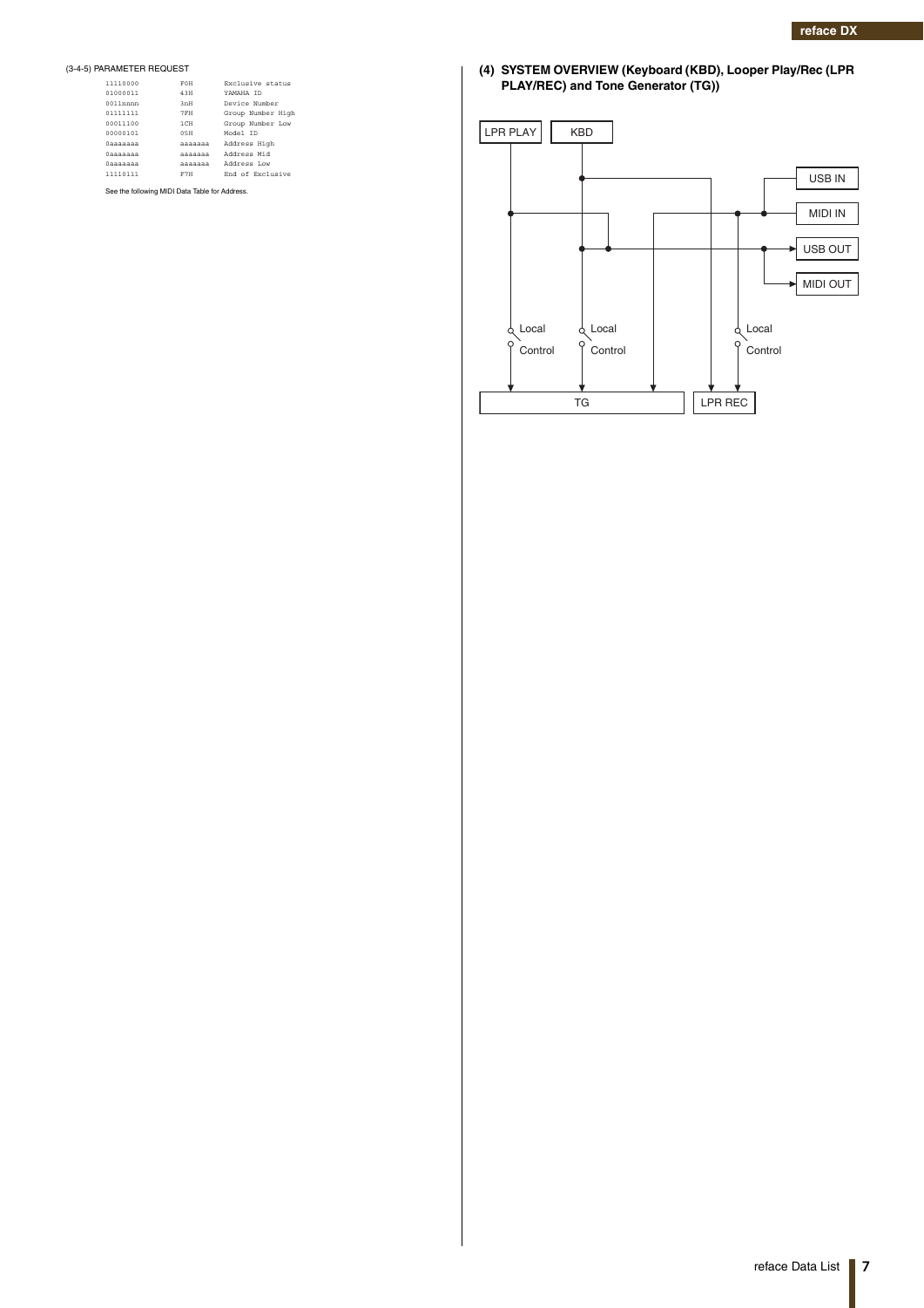(3-4-5) PARAMETER REQUEST

| | | |
|---|---|---|
| 11110000 | F0H | Exclusive status |
| 01000011 | 43H | YAMAHA ID |
| 0011nnnn | 3nH | Device Number |
| 01111111 | 7FH | Group Number High |
| 00011100 | 1CH | Group Number Low |
| 00000101 | 05H | Model ID |
| 0aaaaaaa | aaaaaaa | Address High |
| 0aaaaaaa | aaaaaaa | Address Mid |
| 0aaaaaaa | aaaaaaa | Address Low |
| 11110111 | F7H | End of Exclusive |

See the following MIDI Data Table for Address.

**(4) SYSTEM OVERVIEW (Keyboard (KBD), Looper Play/Rec (LPR PLAY/REC) and Tone Generator (TG))**

LPR PLAY, KBD, USB IN, MIDI IN, USB OUT, MIDI OUT, Local Control, Local Control, Local Control, TG, LPR REC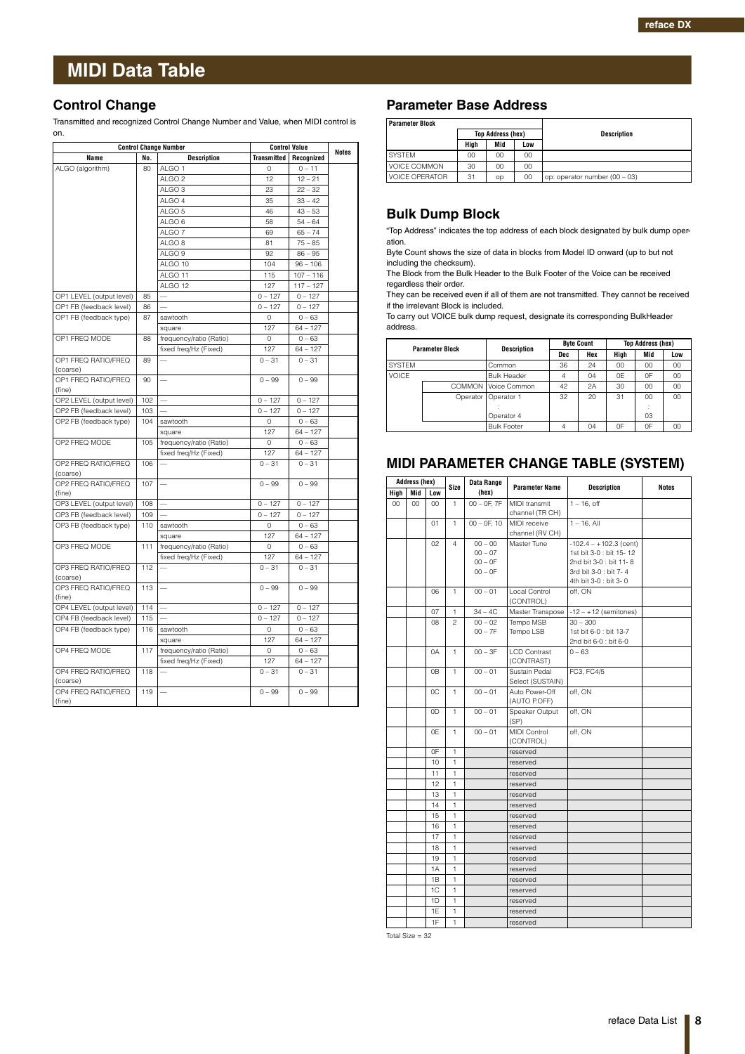// MIDI Data Table

## MIDI Data Table

### Control Change

Transmitted and recognized Control Change Number and Value, when MIDI control is on.

| Control Change Number | | | Control Value | | Notes |
|---|---|---|---|---|---|
| Name | No. | Description | Transmitted | Recognized | |
| ALGO (algorithm) | 80 | ALGO 1 | 0 | 0 – 11 | |
| | | ALGO 2 | 12 | 12 – 21 | |
| | | ALGO 3 | 23 | 22 – 32 | |
| | | ALGO 4 | 35 | 33 – 42 | |
| | | ALGO 5 | 46 | 43 – 53 | |
| | | ALGO 6 | 58 | 54 – 64 | |
| | | ALGO 7 | 69 | 65 – 74 | |
| | | ALGO 8 | 81 | 75 – 85 | |
| | | ALGO 9 | 92 | 86 – 95 | |
| | | ALGO 10 | 104 | 96 – 106 | |
| | | ALGO 11 | 115 | 107 – 116 | |
| | | ALGO 12 | 127 | 117 – 127 | |
| OP1 LEVEL (output level) | 85 | — | 0 – 127 | 0 – 127 | |
| OP1 FB (feedback level) | 86 | — | 0 – 127 | 0 – 127 | |
| OP1 FB (feedback type) | 87 | sawtooth | 0 | 0 – 63 | |
| | | square | 127 | 64 – 127 | |
| OP1 FREQ MODE | 88 | frequency/ratio (Ratio) | 0 | 0 – 63 | |
| | | fixed freq/Hz (Fixed) | 127 | 64 – 127 | |
| OP1 FREQ RATIO/FREQ (coarse) | 89 | — | 0 – 31 | 0 – 31 | |
| OP1 FREQ RATIO/FREQ (fine) | 90 | — | 0 – 99 | 0 – 99 | |
| OP2 LEVEL (output level) | 102 | — | 0 – 127 | 0 – 127 | |
| OP2 FB (feedback level) | 103 | — | 0 – 127 | 0 – 127 | |
| OP2 FB (feedback type) | 104 | sawtooth | 0 | 0 – 63 | |
| | | square | 127 | 64 – 127 | |
| OP2 FREQ MODE | 105 | frequency/ratio (Ratio) | 0 | 0 – 63 | |
| | | fixed freq/Hz (Fixed) | 127 | 64 – 127 | |
| OP2 FREQ RATIO/FREQ (coarse) | 106 | — | 0 – 31 | 0 – 31 | |
| OP2 FREQ RATIO/FREQ (fine) | 107 | — | 0 – 99 | 0 – 99 | |
| OP3 LEVEL (output level) | 108 | — | 0 – 127 | 0 – 127 | |
| OP3 FB (feedback level) | 109 | — | 0 – 127 | 0 – 127 | |
| OP3 FB (feedback type) | 110 | sawtooth | 0 | 0 – 63 | |
| | | square | 127 | 64 – 127 | |
| OP3 FREQ MODE | 111 | frequency/ratio (Ratio) | 0 | 0 – 63 | |
| | | fixed freq/Hz (Fixed) | 127 | 64 – 127 | |
| OP3 FREQ RATIO/FREQ (coarse) | 112 | — | 0 – 31 | 0 – 31 | |
| OP3 FREQ RATIO/FREQ (fine) | 113 | — | 0 – 99 | 0 – 99 | |
| OP4 LEVEL (output level) | 114 | — | 0 – 127 | 0 – 127 | |
| OP4 FB (feedback level) | 115 | — | 0 – 127 | 0 – 127 | |
| OP4 FB (feedback type) | 116 | sawtooth | 0 | 0 – 63 | |
| | | square | 127 | 64 – 127 | |
| OP4 FREQ MODE | 117 | frequency/ratio (Ratio) | 0 | 0 – 63 | |
| | | fixed freq/Hz (Fixed) | 127 | 64 – 127 | |
| OP4 FREQ RATIO/FREQ (coarse) | 118 | — | 0 – 31 | 0 – 31 | |
| OP4 FREQ RATIO/FREQ (fine) | 119 | — | 0 – 99 | 0 – 99 | |

### Parameter Base Address

| Parameter Block | Top Address (hex) | | | Description |
|---|---|---|---|---|
| | High | Mid | Low | |
| SYSTEM | 00 | 00 | 00 | |
| VOICE COMMON | 30 | 00 | 00 | |
| VOICE OPERATOR | 31 | op | 00 | op: operator number (00 – 03) |

### Bulk Dump Block

"Top Address" indicates the top address of each block designated by bulk dump operation.

Byte Count shows the size of data in blocks from Model ID onward (up to but not including the checksum).

The Block from the Bulk Header to the Bulk Footer of the Voice can be received regardless their order.

They can be received even if all of them are not transmitted. They cannot be received if the irrelevant Block is included.

To carry out VOICE bulk dump request, designate its corresponding BulkHeader address.

| Parameter Block | | Description | Byte Count | | Top Address (hex) | | |
|---|---|---|---|---|---|---|---|
| | | | Dec | Hex | High | Mid | Low |
| SYSTEM | | Common | 36 | 24 | 00 | 00 | 00 |
| VOICE | | Bulk Header | 4 | 04 | 0E | 0F | 00 |
| | COMMON | Voice Common | 42 | 2A | 30 | 00 | 00 |
| | Operator | Operator 1<br>:<br>Operator 4 | 32 | 20 | 31 | 00<br>:<br>03 | 00 |
| | | Bulk Footer | 4 | 04 | 0F | 0F | 00 |

### MIDI PARAMETER CHANGE TABLE (SYSTEM)

| Address (hex) | | | Size | Data Range (hex) | Parameter Name | Description | Notes |
|---|---|---|---|---|---|---|---|
| High | Mid | Low | | | | | |
| 00 | 00 | 00 | 1 | 00 – 0F, 7F | MIDI transmit channel (TR CH) | 1 – 16, off | |
| | | 01 | 1 | 00 – 0F, 10 | MIDI receive channel (RV CH) | 1 – 16, All | |
| | | 02 | 4 | 00 – 00<br>00 – 07<br>00 – 0F<br>00 – 0F | Master Tune | -102.4 – +102.3 (cent)<br>1st bit 3-0 : bit 15- 12<br>2nd bit 3-0 : bit 11- 8<br>3rd bit 3-0 : bit 7- 4<br>4th bit 3-0 : bit 3- 0 | |
| | | 06 | 1 | 00 – 01 | Local Control (CONTROL) | off, ON | |
| | | 07 | 1 | 34 – 4C | Master Transpose | -12 – +12 (semitones) | |
| | | 08 | 2 | 00 – 02<br>00 – 7F | Tempo MSB<br>Tempo LSB | 30 – 300<br>1st bit 6-0 : bit 13-7<br>2nd bit 6-0 : bit 6-0 | |
| | | 0A | 1 | 00 – 3F | LCD Contrast (CONTRAST) | 0 – 63 | |
| | | 0B | 1 | 00 – 01 | Sustain Pedal Select (SUSTAIN) | FC3, FC4/5 | |
| | | 0C | 1 | 00 – 01 | Auto Power-Off (AUTO P.OFF) | off, ON | |
| | | 0D | 1 | 00 – 01 | Speaker Output (SP) | off, ON | |
| | | 0E | 1 | 00 – 01 | MIDI Control (CONTROL) | off, ON | |
| | | 0F | 1 | | reserved | | |
| | | 10 | 1 | | reserved | | |
| | | 11 | 1 | | reserved | | |
| | | 12 | 1 | | reserved | | |
| | | 13 | 1 | | reserved | | |
| | | 14 | 1 | | reserved | | |
| | | 15 | 1 | | reserved | | |
| | | 16 | 1 | | reserved | | |
| | | 17 | 1 | | reserved | | |
| | | 18 | 1 | | reserved | | |
| | | 19 | 1 | | reserved | | |
| | | 1A | 1 | | reserved | | |
| | | 1B | 1 | | reserved | | |
| | | 1C | 1 | | reserved | | |
| | | 1D | 1 | | reserved | | |
| | | 1E | 1 | | reserved | | |
| | | 1F | 1 | | reserved | | |

Total Size = 32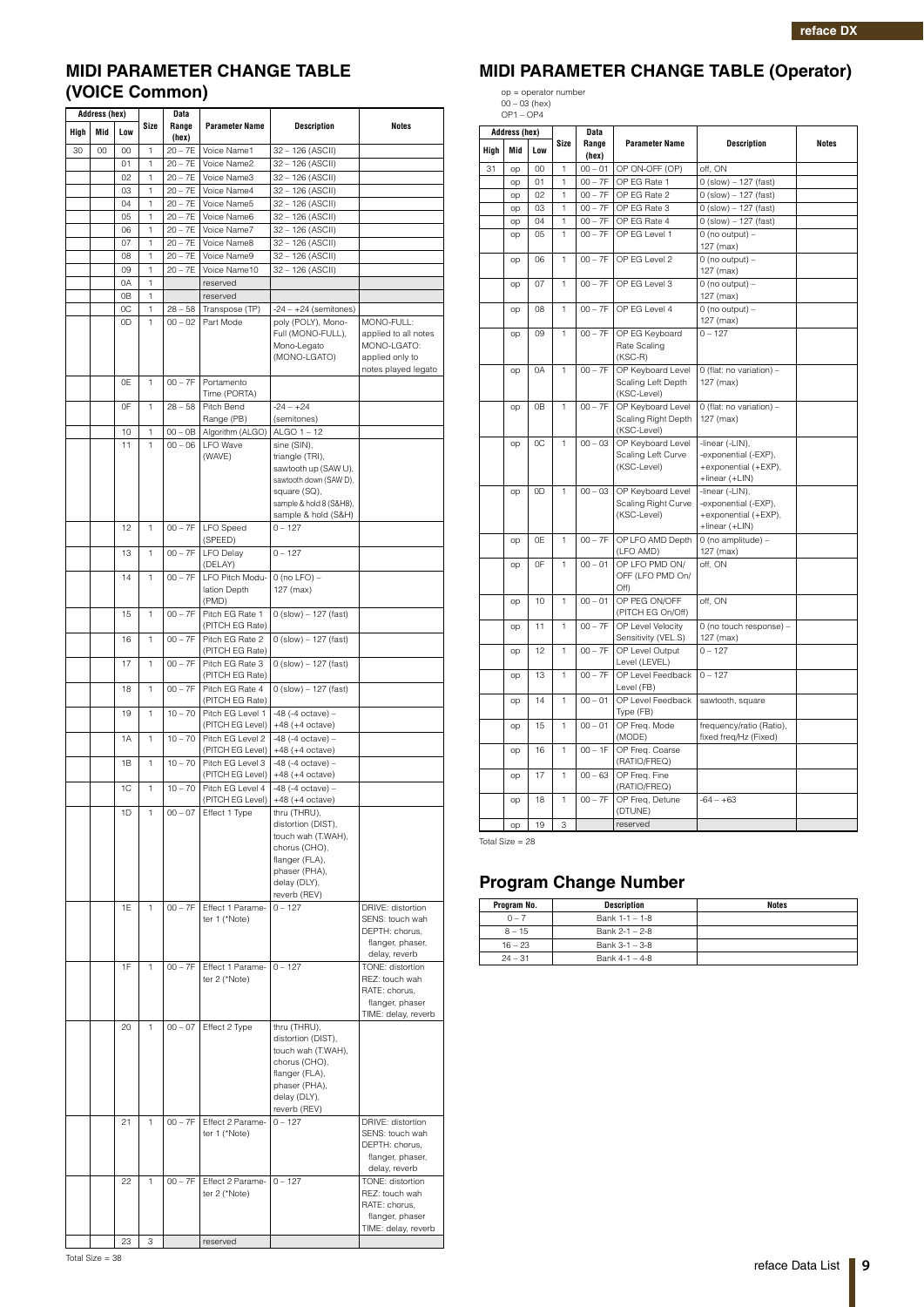## MIDI PARAMETER CHANGE TABLE (VOICE Common)

| Address (hex) | | | Size | Data Range (hex) | Parameter Name | Description | Notes |
|---|---|---|---|---|---|---|---|
| High | Mid | Low | | | | | |
| 30 | 00 | 00 | 1 | 20 – 7E | Voice Name1 | 32 – 126 (ASCII) | |
| | | 01 | 1 | 20 – 7E | Voice Name2 | 32 – 126 (ASCII) | |
| | | 02 | 1 | 20 – 7E | Voice Name3 | 32 – 126 (ASCII) | |
| | | 03 | 1 | 20 – 7E | Voice Name4 | 32 – 126 (ASCII) | |
| | | 04 | 1 | 20 – 7E | Voice Name5 | 32 – 126 (ASCII) | |
| | | 05 | 1 | 20 – 7E | Voice Name6 | 32 – 126 (ASCII) | |
| | | 06 | 1 | 20 – 7E | Voice Name7 | 32 – 126 (ASCII) | |
| | | 07 | 1 | 20 – 7E | Voice Name8 | 32 – 126 (ASCII) | |
| | | 08 | 1 | 20 – 7E | Voice Name9 | 32 – 126 (ASCII) | |
| | | 09 | 1 | 20 – 7E | Voice Name10 | 32 – 126 (ASCII) | |
| | | 0A | 1 | | reserved | | |
| | | 0B | 1 | | reserved | | |
| | | 0C | 1 | 28 – 58 | Transpose (TP) | -24 – +24 (semitones) | |
| | | 0D | 1 | 00 – 02 | Part Mode | poly (POLY), Mono-Full (MONO-FULL), Mono-Legato (MONO-LGATO) | MONO-FULL: applied to all notes MONO-LGATO: applied only to notes played legato |
| | | 0E | 1 | 00 – 7F | Portamento Time (PORTA) | | |
| | | 0F | 1 | 28 – 58 | Pitch Bend Range (PB) | -24 – +24 (semitones) | |
| | | 10 | 1 | 00 – 0B | Algorithm (ALGO) | ALGO 1 – 12 | |
| | | 11 | 1 | 00 – 06 | LFO Wave (WAVE) | sine (SIN), triangle (TRI), sawtooth up (SAW U), sawtooth down (SAW D), square (SQ), sample & hold 8 (S&H8), sample & hold (S&H) | |
| | | 12 | 1 | 00 – 7F | LFO Speed (SPEED) | 0 – 127 | |
| | | 13 | 1 | 00 – 7F | LFO Delay (DELAY) | 0 – 127 | |
| | | 14 | 1 | 00 – 7F | LFO Pitch Modulation Depth (PMD) | 0 (no LFO) – 127 (max) | |
| | | 15 | 1 | 00 – 7F | Pitch EG Rate 1 (PITCH EG Rate) | 0 (slow) – 127 (fast) | |
| | | 16 | 1 | 00 – 7F | Pitch EG Rate 2 (PITCH EG Rate) | 0 (slow) – 127 (fast) | |
| | | 17 | 1 | 00 – 7F | Pitch EG Rate 3 (PITCH EG Rate) | 0 (slow) – 127 (fast) | |
| | | 18 | 1 | 00 – 7F | Pitch EG Rate 4 (PITCH EG Rate) | 0 (slow) – 127 (fast) | |
| | | 19 | 1 | 10 – 70 | Pitch EG Level 1 (PITCH EG Level) | -48 (-4 octave) – +48 (+4 octave) | |
| | | 1A | 1 | 10 – 70 | Pitch EG Level 2 (PITCH EG Level) | -48 (-4 octave) – +48 (+4 octave) | |
| | | 1B | 1 | 10 – 70 | Pitch EG Level 3 (PITCH EG Level) | -48 (-4 octave) – +48 (+4 octave) | |
| | | 1C | 1 | 10 – 70 | Pitch EG Level 4 (PITCH EG Level) | -48 (-4 octave) – +48 (+4 octave) | |
| | | 1D | 1 | 00 – 07 | Effect 1 Type | thru (THRU), distortion (DIST), touch wah (T.WAH), chorus (CHO), flanger (FLA), phaser (PHA), delay (DLY), reverb (REV) | |
| | | 1E | 1 | 00 – 7F | Effect 1 Parameter 1 (*Note) | 0 – 127 | DRIVE: distortion SENS: touch wah DEPTH: chorus, flanger, phaser, delay, reverb |
| | | 1F | 1 | 00 – 7F | Effect 1 Parameter 2 (*Note) | 0 – 127 | TONE: distortion REZ: touch wah RATE: chorus, flanger, phaser TIME: delay, reverb |
| | | 20 | 1 | 00 – 07 | Effect 2 Type | thru (THRU), distortion (DIST), touch wah (T.WAH), chorus (CHO), flanger (FLA), phaser (PHA), delay (DLY), reverb (REV) | |
| | | 21 | 1 | 00 – 7F | Effect 2 Parameter 1 (*Note) | 0 – 127 | DRIVE: distortion SENS: touch wah DEPTH: chorus, flanger, phaser, delay, reverb |
| | | 22 | 1 | 00 – 7F | Effect 2 Parameter 2 (*Note) | 0 – 127 | TONE: distortion REZ: touch wah RATE: chorus, flanger, phaser TIME: delay, reverb |
| | | 23 | 3 | | reserved | | |

Total Size = 38

## MIDI PARAMETER CHANGE TABLE (Operator)

op = operator number
00 – 03 (hex)
OP1 – OP4

| Address (hex) | | | Size | Data Range (hex) | Parameter Name | Description | Notes |
|---|---|---|---|---|---|---|---|
| High | Mid | Low | | | | | |
| 31 | op | 00 | 1 | 00 – 01 | OP ON-OFF (OP) | off, ON | |
| | op | 01 | 1 | 00 – 7F | OP EG Rate 1 | 0 (slow) – 127 (fast) | |
| | op | 02 | 1 | 00 – 7F | OP EG Rate 2 | 0 (slow) – 127 (fast) | |
| | op | 03 | 1 | 00 – 7F | OP EG Rate 3 | 0 (slow) – 127 (fast) | |
| | op | 04 | 1 | 00 – 7F | OP EG Rate 4 | 0 (slow) – 127 (fast) | |
| | op | 05 | 1 | 00 – 7F | OP EG Level 1 | 0 (no output) – 127 (max) | |
| | op | 06 | 1 | 00 – 7F | OP EG Level 2 | 0 (no output) – 127 (max) | |
| | op | 07 | 1 | 00 – 7F | OP EG Level 3 | 0 (no output) – 127 (max) | |
| | op | 08 | 1 | 00 – 7F | OP EG Level 4 | 0 (no output) – 127 (max) | |
| | op | 09 | 1 | 00 – 7F | OP EG Keyboard Rate Scaling (KSC-R) | 0 – 127 | |
| | op | 0A | 1 | 00 – 7F | OP Keyboard Level Scaling Left Depth (KSC-Level) | 0 (flat: no variation) – 127 (max) | |
| | op | 0B | 1 | 00 – 7F | OP Keyboard Level Scaling Right Depth (KSC-Level) | 0 (flat: no variation) – 127 (max) | |
| | op | 0C | 1 | 00 – 03 | OP Keyboard Level Scaling Left Curve (KSC-Level) | -linear (-LIN), -exponential (-EXP), +exponential (+EXP), +linear (+LIN) | |
| | op | 0D | 1 | 00 – 03 | OP Keyboard Level Scaling Right Curve (KSC-Level) | -linear (-LIN), -exponential (-EXP), +exponential (+EXP), +linear (+LIN) | |
| | op | 0E | 1 | 00 – 7F | OP LFO AMD Depth (LFO AMD) | 0 (no amplitude) – 127 (max) | |
| | op | 0F | 1 | 00 – 01 | OP LFO PMD ON/OFF (LFO PMD On/Off) | off, ON | |
| | op | 10 | 1 | 00 – 01 | OP PEG ON/OFF (PITCH EG On/Off) | off, ON | |
| | op | 11 | 1 | 00 – 7F | OP Level Velocity Sensitivity (VEL.S) | 0 (no touch response) – 127 (max) | |
| | op | 12 | 1 | 00 – 7F | OP Level Output Level (LEVEL) | 0 – 127 | |
| | op | 13 | 1 | 00 – 7F | OP Level Feedback Level (FB) | 0 – 127 | |
| | op | 14 | 1 | 00 – 01 | OP Level Feedback Type (FB) | sawtooth, square | |
| | op | 15 | 1 | 00 – 01 | OP Freq. Mode (MODE) | frequency/ratio (Ratio), fixed freq/Hz (Fixed) | |
| | op | 16 | 1 | 00 – 1F | OP Freq. Coarse (RATIO/FREQ) | | |
| | op | 17 | 1 | 00 – 63 | OP Freq. Fine (RATIO/FREQ) | | |
| | op | 18 | 1 | 00 – 7F | OP Freq. Detune (DTUNE) | -64 – +63 | |
| | op | 19 | 3 | | reserved | | |

Total Size = 28

## Program Change Number

| Program No. | Description | Notes |
|---|---|---|
| 0 – 7 | Bank 1-1 – 1-8 | |
| 8 – 15 | Bank 2-1 – 2-8 | |
| 16 – 23 | Bank 3-1 – 3-8 | |
| 24 – 31 | Bank 4-1 – 4-8 | |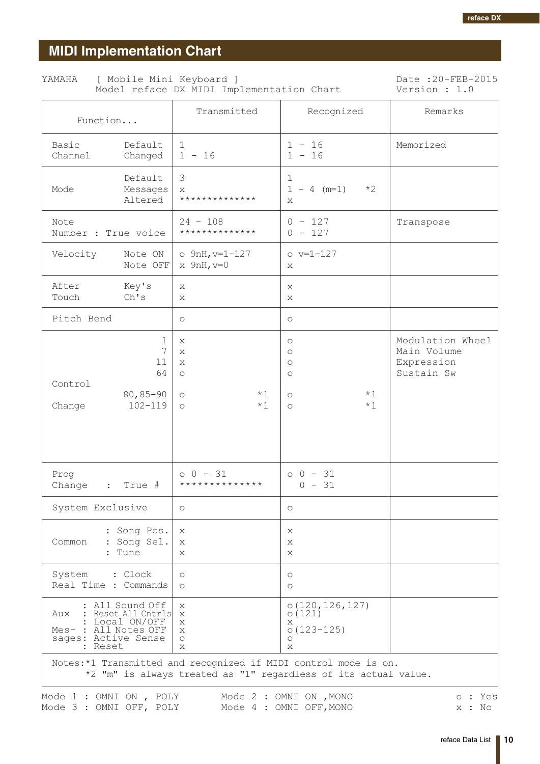# MIDI Implementation Chart

YAMAHA [ Mobile Mini Keyboard ]
Model reface DX MIDI Implementation Chart

Date :20-FEB-2015
Version : 1.0

| Function... | | Transmitted | Recognized | Remarks |
|---|---|---|---|---|
| Basic Channel | Default<br>Changed | 1<br>1 - 16 | 1 - 16<br>1 - 16 | Memorized |
| Mode | Default<br>Messages<br>Altered | 3<br>x<br>************** | 1<br>1 - 4 (m=1) *2<br>x | |
| Note Number : True voice | | 24 - 108<br>************** | 0 - 127<br>0 - 127 | Transpose |
| Velocity | Note ON<br>Note OFF | o 9nH,v=1-127<br>x 9nH,v=0 | o v=1-127<br>x | |
| After Touch | Key's<br>Ch's | x<br>x | x<br>x | |
| Pitch Bend | | o | o | |
| Control Change | 1<br>7<br>11<br>64<br>80,85-90<br>102-119 | x<br>x<br>x<br>o<br>o *1<br>o *1 | o<br>o<br>o<br>o<br>o *1<br>o *1 | Modulation Wheel<br>Main Volume<br>Expression<br>Sustain Sw |
| Prog Change : True # | | o 0 - 31<br>************** | o 0 - 31<br>0 - 31 | |
| System Exclusive | | o | o | |
| Common | : Song Pos.<br>: Song Sel.<br>: Tune | x<br>x<br>x | x<br>x<br>x | |
| System Real Time | : Clock<br>: Commands | o<br>o | o<br>o | |
| Aux Mes- sages | : All Sound Off<br>: Reset All Cntrls<br>: Local ON/OFF<br>: All Notes OFF<br>: Active Sense<br>: Reset | x<br>x<br>x<br>x<br>o<br>x | o(120,126,127)<br>o(121)<br>x<br>o(123-125)<br>o<br>x | |

Notes:*1 Transmitted and recognized if MIDI control mode is on.
*2 "m" is always treated as "1" regardless of its actual value.

Mode 1 : OMNI ON , POLY    Mode 2 : OMNI ON ,MONO    o : Yes
Mode 3 : OMNI OFF, POLY    Mode 4 : OMNI OFF,MONO    x : No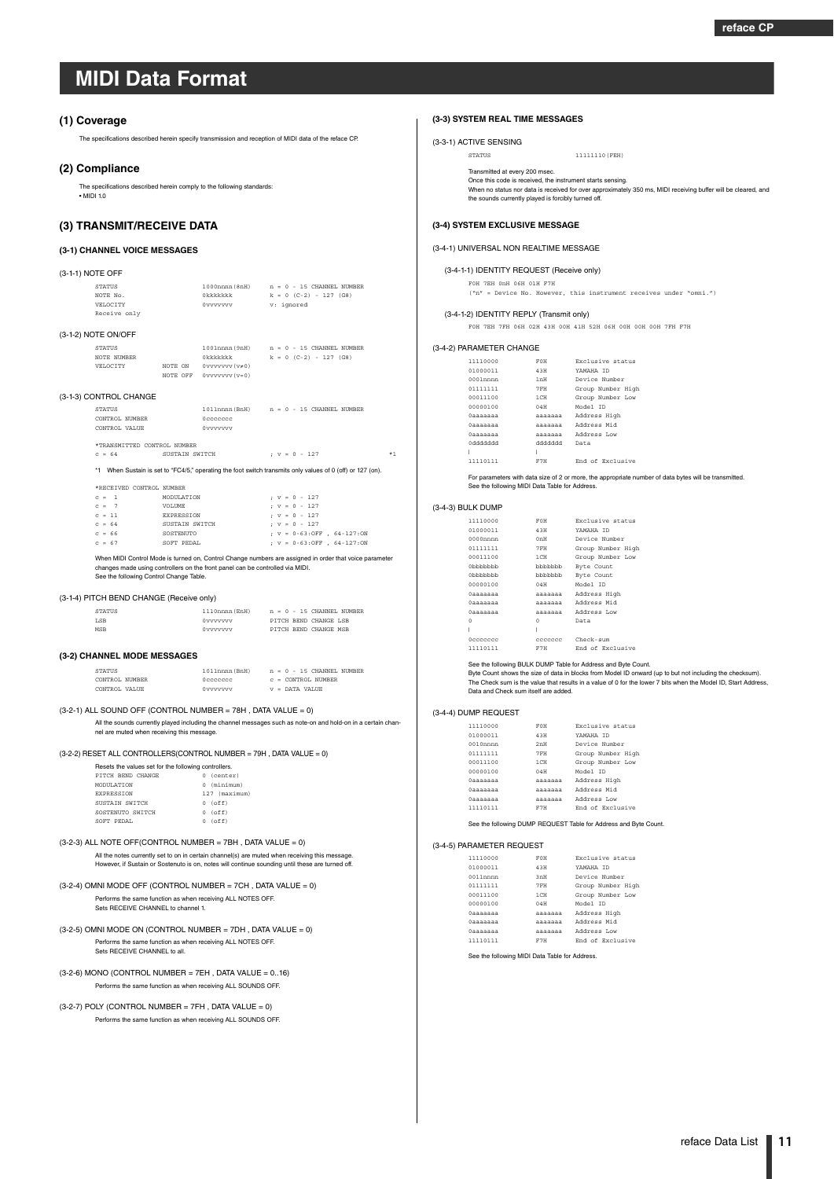# MIDI Data Format

## (1) Coverage

The specifications described herein specify transmission and reception of MIDI data of the reface CP.

## (2) Compliance

The specifications described herein comply to the following standards:
• MIDI 1.0

## (3) TRANSMIT/RECEIVE DATA

### (3-1) CHANNEL VOICE MESSAGES

(3-1-1) NOTE OFF

```
STATUS          1000nnnn(8nH)    n = 0 - 15 CHANNEL NUMBER
NOTE No.        0kkkkkkk         k = 0 (C-2) - 127 (G8)
VELOCITY        0vvvvvvv         v: ignored
Receive only
```

(3-1-2) NOTE ON/OFF

```
STATUS                   1001nnnn(9nH)    n = 0 - 15 CHANNEL NUMBER
NOTE NUMBER              0kkkkkkk         k = 0 (C-2) - 127 (G8)
VELOCITY       NOTE ON   0vvvvvvv(v≠0)
               NOTE OFF  0vvvvvvv(v=0)
```

(3-1-3) CONTROL CHANGE

```
STATUS          1011nnnn(BnH)    n = 0 - 15 CHANNEL NUMBER
CONTROL NUMBER  0ccccccc
CONTROL VALUE   0vvvvvvv

*TRANSMITTED CONTROL NUMBER
c = 64          SUSTAIN SWITCH             ; v = 0 - 127           *1
```

*1 When Sustain is set to "FC4/5," operating the foot switch transmits only values of 0 (off) or 127 (on).

```
*RECEIVED CONTROL NUMBER
c =  1          MODULATION                 ; v = 0 - 127
c =  7          VOLUME                     ; v = 0 - 127
c = 11          EXPRESSION                 ; v = 0 - 127
c = 64          SUSTAIN SWITCH             ; v = 0 - 127
c = 66          SOSTENUTO                  ; v = 0-63:OFF , 64-127:ON
c = 67          SOFT PEDAL                 ; v = 0-63:OFF , 64-127:ON
```

When MIDI Control Mode is turned on, Control Change numbers are assigned in order that voice parameter changes made using controllers on the front panel can be controlled via MIDI.
See the following Control Change Table.

(3-1-4) PITCH BEND CHANGE (Receive only)

```
STATUS          1110nnnn(EnH)    n = 0 - 15 CHANNEL NUMBER
LSB             0vvvvvvv         PITCH BEND CHANGE LSB
MSB             0vvvvvvv         PITCH BEND CHANGE MSB
```

### (3-2) CHANNEL MODE MESSAGES

```
STATUS          1011nnnn(BnH)    n = 0 - 15 CHANNEL NUMBER
CONTROL NUMBER  0ccccccc         c = CONTROL NUMBER
CONTROL VALUE   0vvvvvvv         v = DATA VALUE
```

(3-2-1) ALL SOUND OFF (CONTROL NUMBER = 78H , DATA VALUE = 0)

All the sounds currently played including the channel messages such as note-on and hold-on in a certain channel are muted when receiving this message.

(3-2-2) RESET ALL CONTROLLERS(CONTROL NUMBER = 79H , DATA VALUE = 0)

Resets the values set for the following controllers.

```
PITCH BEND CHANGE     0 (center)
MODULATION            0 (minimum)
EXPRESSION            127 (maximum)
SUSTAIN SWITCH        0 (off)
SOSTENUTO SWITCH      0 (off)
SOFT PEDAL            0 (off)
```

(3-2-3) ALL NOTE OFF(CONTROL NUMBER = 7BH , DATA VALUE = 0)

All the notes currently set to on in certain channel(s) are muted when receiving this message.
However, if Sustain or Sostenuto is on, notes will continue sounding until these are turned off.

(3-2-4) OMNI MODE OFF (CONTROL NUMBER = 7CH , DATA VALUE = 0)

Performs the same function as when receiving ALL NOTES OFF.
Sets RECEIVE CHANNEL to channel 1.

(3-2-5) OMNI MODE ON (CONTROL NUMBER = 7DH , DATA VALUE = 0)

Performs the same function as when receiving ALL NOTES OFF.
Sets RECEIVE CHANNEL to all.

(3-2-6) MONO (CONTROL NUMBER = 7EH , DATA VALUE = 0..16)

Performs the same function as when receiving ALL SOUNDS OFF.

(3-2-7) POLY (CONTROL NUMBER = 7FH , DATA VALUE = 0)

Performs the same function as when receiving ALL SOUNDS OFF.

### (3-3) SYSTEM REAL TIME MESSAGES

(3-3-1) ACTIVE SENSING

```
STATUS                          11111110(FEH)
```

Transmitted at every 200 msec.
Once this code is received, the instrument starts sensing.
When no status nor data is received for over approximately 350 ms, MIDI receiving buffer will be cleared, and the sounds currently played is forcibly turned off.

### (3-4) SYSTEM EXCLUSIVE MESSAGE

(3-4-1) UNIVERSAL NON REALTIME MESSAGE

(3-4-1-1) IDENTITY REQUEST (Receive only)

```
F0H 7EH 0nH 06H 01H F7H
("n" = Device No. However, this instrument receives under "omni.")
```

(3-4-1-2) IDENTITY REPLY (Transmit only)

```
F0H 7EH 7FH 06H 02H 43H 00H 41H 52H 06H 00H 00H 00H 7FH F7H
```

(3-4-2) PARAMETER CHANGE

```
11110000      F0H        Exclusive status
01000011      43H        YAMAHA ID
0001nnnn      1nH        Device Number
01111111      7FH        Group Number High
00011100      1CH        Group Number Low
00000100      04H        Model ID
0aaaaaaa      aaaaaaa    Address High
0aaaaaaa      aaaaaaa    Address Mid
0aaaaaaa      aaaaaaa    Address Low
0ddddddd      ddddddd    Data
|             |
11110111      F7H        End of Exclusive
```

For parameters with data size of 2 or more, the appropriate number of data bytes will be transmitted.
See the following MIDI Data Table for Address.

(3-4-3) BULK DUMP

```
11110000      F0H        Exclusive status
01000011      43H        YAMAHA ID
0000nnnn      0nH        Device Number
01111111      7FH        Group Number High
00011100      1CH        Group Number Low
0bbbbbbb      bbbbbbb    Byte Count
0bbbbbbb      bbbbbbb    Byte Count
00000100      04H        Model ID
0aaaaaaa      aaaaaaa    Address High
0aaaaaaa      aaaaaaa    Address Mid
0aaaaaaa      aaaaaaa    Address Low
0             0          Data
|             |
0ccccccc      ccccccc    Check-sum
11110111      F7H        End of Exclusive
```

See the following BULK DUMP Table for Address and Byte Count.
Byte Count shows the size of data in blocks from Model ID onward (up to but not including the checksum).
The Check sum is the value that results in a value of 0 for the lower 7 bits when the Model ID, Start Address, Data and Check sum itself are added.

(3-4-4) DUMP REQUEST

```
11110000      F0H        Exclusive status
01000011      43H        YAMAHA ID
0010nnnn      2nH        Device Number
01111111      7FH        Group Number High
00011100      1CH        Group Number Low
00000100      04H        Model ID
0aaaaaaa      aaaaaaa    Address High
0aaaaaaa      aaaaaaa    Address Mid
0aaaaaaa      aaaaaaa    Address Low
11110111      F7H        End of Exclusive
```

See the following DUMP REQUEST Table for Address and Byte Count.

(3-4-5) PARAMETER REQUEST

```
11110000      F0H        Exclusive status
01000011      43H        YAMAHA ID
0011nnnn      3nH        Device Number
01111111      7FH        Group Number High
00011100      1CH        Group Number Low
00000100      04H        Model ID
0aaaaaaa      aaaaaaa    Address High
0aaaaaaa      aaaaaaa    Address Mid
0aaaaaaa      aaaaaaa    Address Low
11110111      F7H        End of Exclusive
```

See the following MIDI Data Table for Address.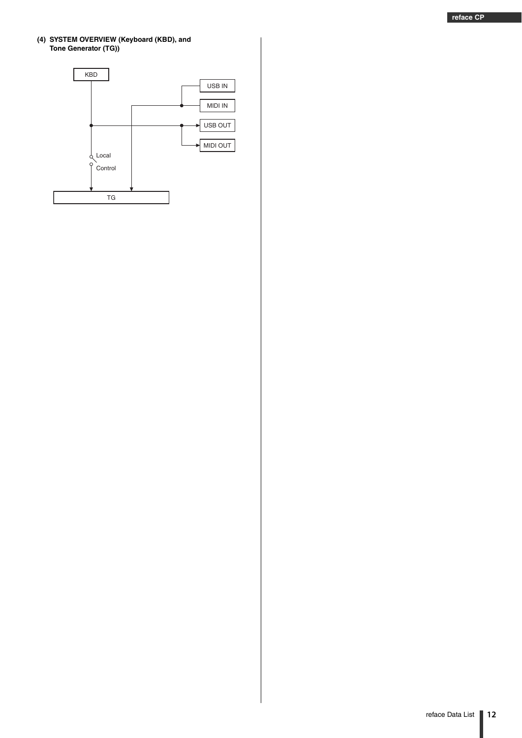#### (4) SYSTEM OVERVIEW (Keyboard (KBD), and Tone Generator (TG))

KBD

USB IN

MIDI IN

USB OUT

MIDI OUT

Local Control

TG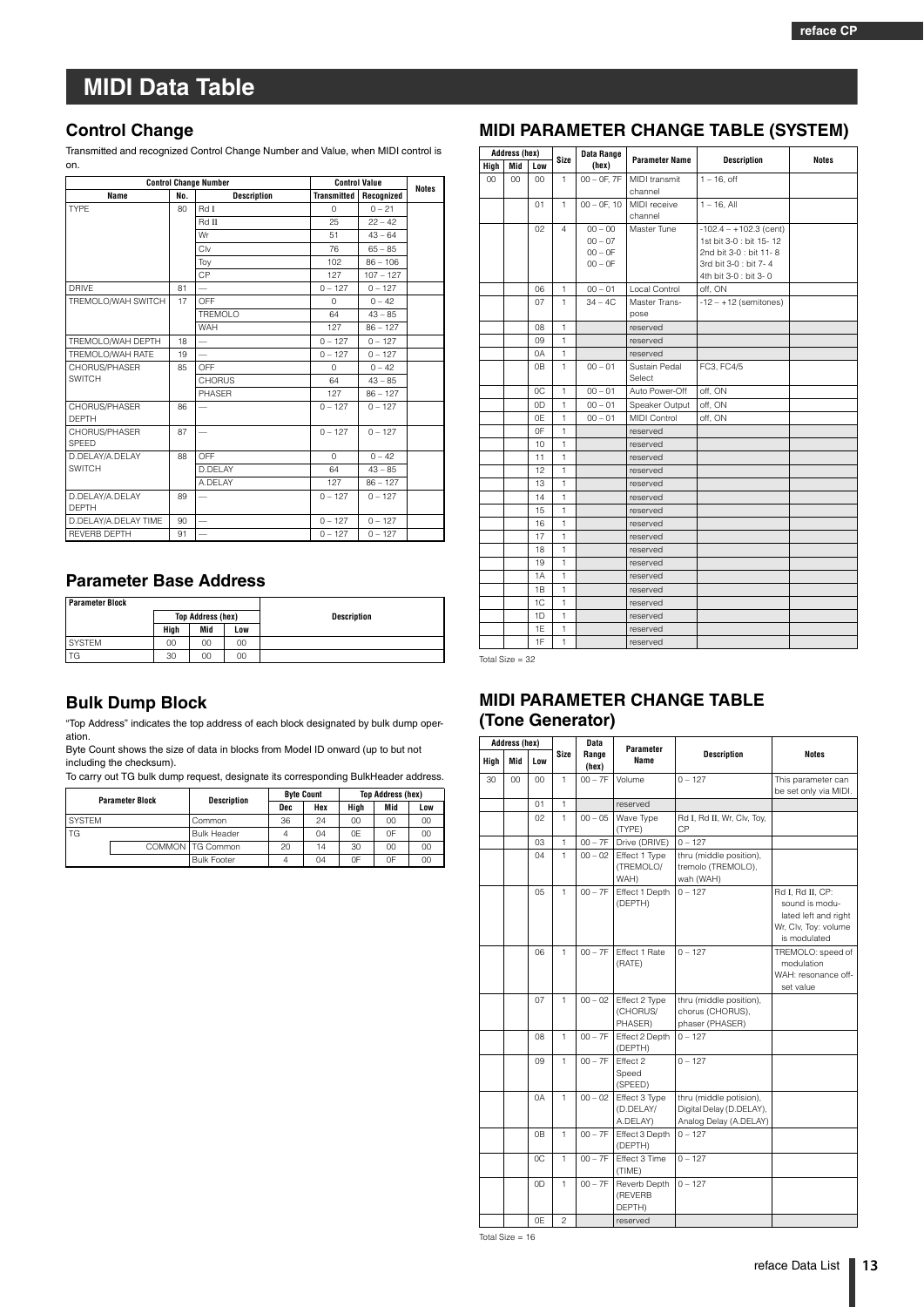# MIDI Data Table

## Control Change

Transmitted and recognized Control Change Number and Value, when MIDI control is on.

| Control Change Number | | | Control Value | | Notes |
|---|---|---|---|---|---|
| Name | No. | Description | Transmitted | Recognized | |
| TYPE | 80 | Rd I | 0 | 0 – 21 | |
| | | Rd II | 25 | 22 – 42 | |
| | | Wr | 51 | 43 – 64 | |
| | | Clv | 76 | 65 – 85 | |
| | | Toy | 102 | 86 – 106 | |
| | | CP | 127 | 107 – 127 | |
| DRIVE | 81 | — | 0 – 127 | 0 – 127 | |
| TREMOLO/WAH SWITCH | 17 | OFF | 0 | 0 – 42 | |
| | | TREMOLO | 64 | 43 – 85 | |
| | | WAH | 127 | 86 – 127 | |
| TREMOLO/WAH DEPTH | 18 | — | 0 – 127 | 0 – 127 | |
| TREMOLO/WAH RATE | 19 | — | 0 – 127 | 0 – 127 | |
| CHORUS/PHASER SWITCH | 85 | OFF | 0 | 0 – 42 | |
| | | CHORUS | 64 | 43 – 85 | |
| | | PHASER | 127 | 86 – 127 | |
| CHORUS/PHASER DEPTH | 86 | — | 0 – 127 | 0 – 127 | |
| CHORUS/PHASER SPEED | 87 | — | 0 – 127 | 0 – 127 | |
| D.DELAY/A.DELAY SWITCH | 88 | OFF | 0 | 0 – 42 | |
| | | D.DELAY | 64 | 43 – 85 | |
| | | A.DELAY | 127 | 86 – 127 | |
| D.DELAY/A.DELAY DEPTH | 89 | — | 0 – 127 | 0 – 127 | |
| D.DELAY/A.DELAY TIME | 90 | — | 0 – 127 | 0 – 127 | |
| REVERB DEPTH | 91 | — | 0 – 127 | 0 – 127 | |

## Parameter Base Address

| Parameter Block | Top Address (hex) | | | Description |
|---|---|---|---|---|
| | High | Mid | Low | |
| SYSTEM | 00 | 00 | 00 | |
| TG | 30 | 00 | 00 | |

## Bulk Dump Block

"Top Address" indicates the top address of each block designated by bulk dump operation.

Byte Count shows the size of data in blocks from Model ID onward (up to but not including the checksum).

To carry out TG bulk dump request, designate its corresponding BulkHeader address.

| Parameter Block | | Description | Byte Count | | Top Address (hex) | | |
|---|---|---|---|---|---|---|---|
| | | | Dec | Hex | High | Mid | Low |
| SYSTEM | | Common | 36 | 24 | 00 | 00 | 00 |
| TG | | Bulk Header | 4 | 04 | 0E | 0F | 00 |
| | COMMON | TG Common | 20 | 14 | 30 | 00 | 00 |
| | | Bulk Footer | 4 | 04 | 0F | 0F | 00 |

## MIDI PARAMETER CHANGE TABLE (SYSTEM)

| Address (hex) | | | Size | Data Range (hex) | Parameter Name | Description | Notes |
|---|---|---|---|---|---|---|---|
| High | Mid | Low | | | | | |
| 00 | 00 | 00 | 1 | 00 – 0F, 7F | MIDI transmit channel | 1 – 16, off | |
| | | 01 | 1 | 00 – 0F, 10 | MIDI receive channel | 1 – 16, All | |
| | | 02 | 4 | 00 – 00<br>00 – 07<br>00 – 0F<br>00 – 0F | Master Tune | -102.4 – +102.3 (cent)<br>1st bit 3-0 : bit 15- 12<br>2nd bit 3-0 : bit 11- 8<br>3rd bit 3-0 : bit 7- 4<br>4th bit 3-0 : bit 3- 0 | |
| | | 06 | 1 | 00 – 01 | Local Control | off, ON | |
| | | 07 | 1 | 34 – 4C | Master Transpose | -12 – +12 (semitones) | |
| | | 08 | 1 | | reserved | | |
| | | 09 | 1 | | reserved | | |
| | | 0A | 1 | | reserved | | |
| | | 0B | 1 | 00 – 01 | Sustain Pedal Select | FC3, FC4/5 | |
| | | 0C | 1 | 00 – 01 | Auto Power-Off | off, ON | |
| | | 0D | 1 | 00 – 01 | Speaker Output | off, ON | |
| | | 0E | 1 | 00 – 01 | MIDI Control | off, ON | |
| | | 0F | 1 | | reserved | | |
| | | 10 | 1 | | reserved | | |
| | | 11 | 1 | | reserved | | |
| | | 12 | 1 | | reserved | | |
| | | 13 | 1 | | reserved | | |
| | | 14 | 1 | | reserved | | |
| | | 15 | 1 | | reserved | | |
| | | 16 | 1 | | reserved | | |
| | | 17 | 1 | | reserved | | |
| | | 18 | 1 | | reserved | | |
| | | 19 | 1 | | reserved | | |
| | | 1A | 1 | | reserved | | |
| | | 1B | 1 | | reserved | | |
| | | 1C | 1 | | reserved | | |
| | | 1D | 1 | | reserved | | |
| | | 1E | 1 | | reserved | | |
| | | 1F | 1 | | reserved | | |

Total Size = 32

## MIDI PARAMETER CHANGE TABLE (Tone Generator)

| Address (hex) | | | Size | Data Range (hex) | Parameter Name | Description | Notes |
|---|---|---|---|---|---|---|---|
| High | Mid | Low | | | | | |
| 30 | 00 | 00 | 1 | 00 – 7F | Volume | 0 – 127 | This parameter can be set only via MIDI. |
| | | 01 | 1 | | reserved | | |
| | | 02 | 1 | 00 – 05 | Wave Type (TYPE) | Rd I, Rd II, Wr, Clv, Toy, CP | |
| | | 03 | 1 | 00 – 7F | Drive (DRIVE) | 0 – 127 | |
| | | 04 | 1 | 00 – 02 | Effect 1 Type (TREMOLO/ WAH) | thru (middle position), tremolo (TREMOLO), wah (WAH) | |
| | | 05 | 1 | 00 – 7F | Effect 1 Depth (DEPTH) | 0 – 127 | Rd I, Rd II, CP: sound is modulated left and right<br>Wr, Clv, Toy: volume is modulated |
| | | 06 | 1 | 00 – 7F | Effect 1 Rate (RATE) | 0 – 127 | TREMOLO: speed of modulation<br>WAH: resonance offset value |
| | | 07 | 1 | 00 – 02 | Effect 2 Type (CHORUS/ PHASER) | thru (middle position), chorus (CHORUS), phaser (PHASER) | |
| | | 08 | 1 | 00 – 7F | Effect 2 Depth (DEPTH) | 0 – 127 | |
| | | 09 | 1 | 00 – 7F | Effect 2 Speed (SPEED) | 0 – 127 | |
| | | 0A | 1 | 00 – 02 | Effect 3 Type (D.DELAY/ A.DELAY) | thru (middle potision), Digital Delay (D.DELAY), Analog Delay (A.DELAY) | |
| | | 0B | 1 | 00 – 7F | Effect 3 Depth (DEPTH) | 0 – 127 | |
| | | 0C | 1 | 00 – 7F | Effect 3 Time (TIME) | 0 – 127 | |
| | | 0D | 1 | 00 – 7F | Reverb Depth (REVERB DEPTH) | 0 – 127 | |
| | | 0E | 2 | | reserved | | |

Total Size = 16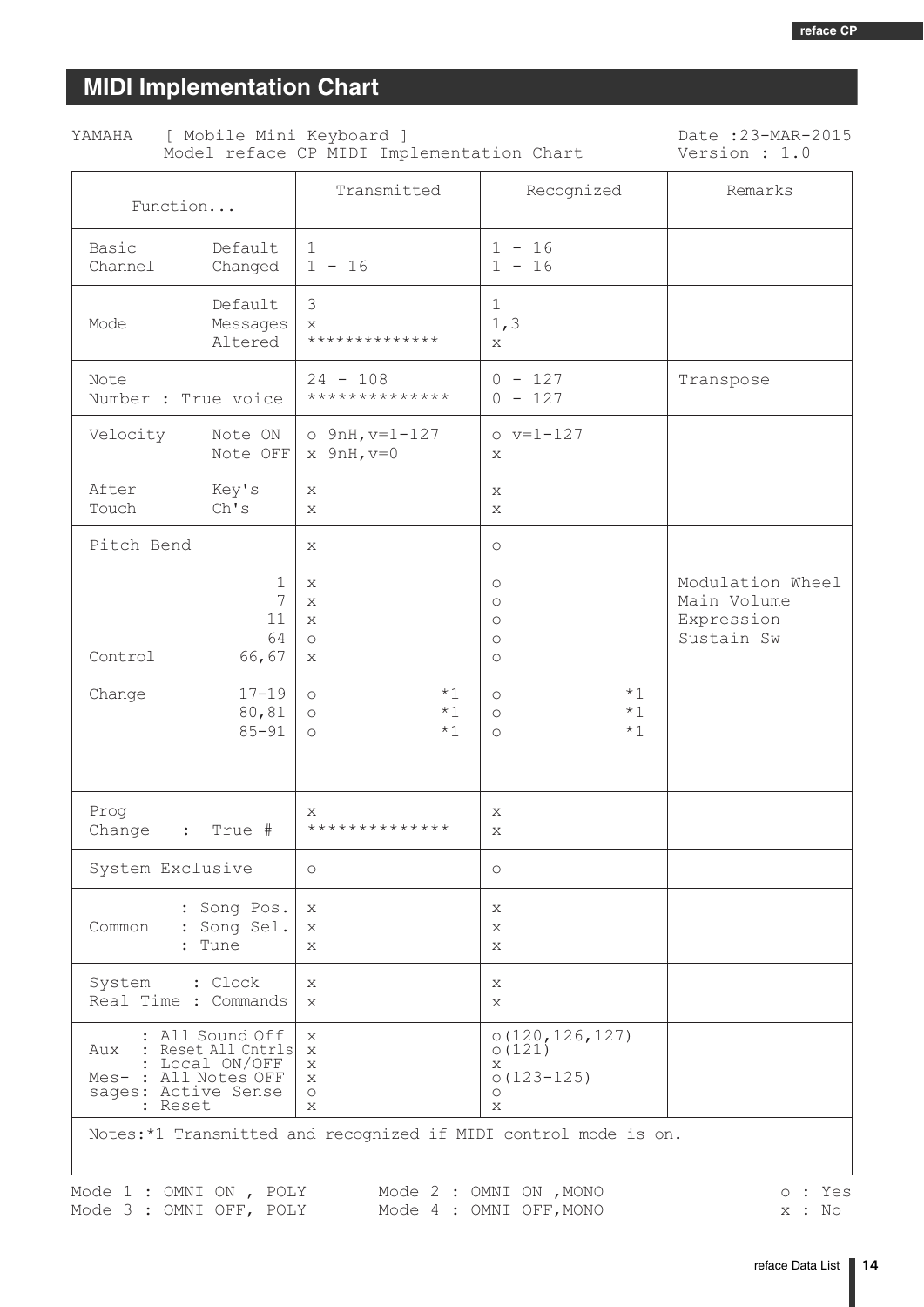## MIDI Implementation Chart

YAMAHA [ Mobile Mini Keyboard ]
Model reface CP MIDI Implementation Chart

Date :23-MAR-2015
Version : 1.0

| Function... | | Transmitted | Recognized | Remarks |
|---|---|---|---|---|
| Basic Channel | Default | 1 | 1 - 16 | |
| | Changed | 1 - 16 | 1 - 16 | |
| Mode | Default | 3 | 1 | |
| | Messages | x | 1,3 | |
| | Altered | ************** | x | |
| Note Number | | 24 - 108 | 0 - 127 | Transpose |
| | : True voice | ************** | 0 - 127 | |
| Velocity | Note ON | o 9nH,v=1-127 | o v=1-127 | |
| | Note OFF | x 9nH,v=0 | x | |
| After Touch | Key's | x | x | |
| | Ch's | x | x | |
| Pitch Bend | | x | o | |
| Control Change | 1 | x | o | Modulation Wheel |
| | 7 | x | o | Main Volume |
| | 11 | x | o | Expression |
| | 64 | o | o | Sustain Sw |
| | 66,67 | x | o | |
| | 17-19 | o *1 | o *1 | |
| | 80,81 | o *1 | o *1 | |
| | 85-91 | o *1 | o *1 | |
| Prog Change | | x | x | |
| | : True # | ************** | x | |
| System Exclusive | | o | o | |
| Common | : Song Pos. | x | x | |
| | : Song Sel. | x | x | |
| | : Tune | x | x | |
| System Real Time | : Clock | x | x | |
| | : Commands | x | x | |
| Aux Messages | : All Sound Off | x | o(120,126,127) | |
| | : Reset All Cntrls | x | o(121) | |
| | : Local ON/OFF | x | x | |
| | : All Notes OFF | x | o(123-125) | |
| | : Active Sense | o | o | |
| | : Reset | x | x | |

Notes:*1 Transmitted and recognized if MIDI control mode is on.

Mode 1 : OMNI ON , POLY  Mode 2 : OMNI ON ,MONO  o : Yes
Mode 3 : OMNI OFF, POLY  Mode 4 : OMNI OFF,MONO  x : No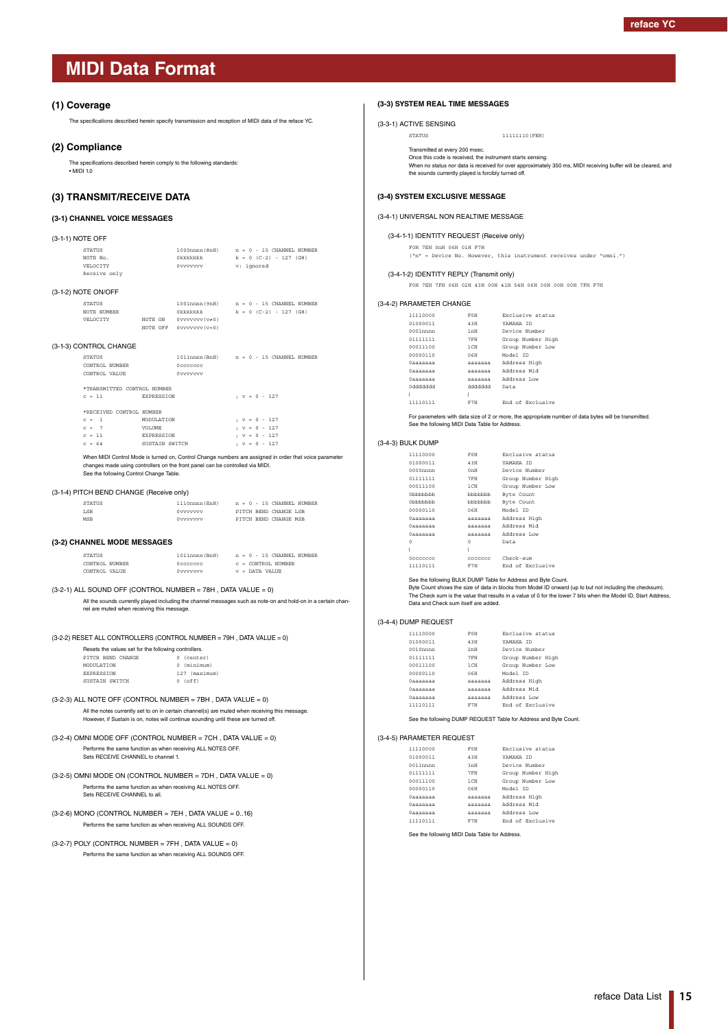# MIDI Data Format

## (1) Coverage

The specifications described herein specify transmission and reception of MIDI data of the reface YC.

## (2) Compliance

The specifications described herein comply to the following standards:
• MIDI 1.0

## (3) TRANSMIT/RECEIVE DATA

### (3-1) CHANNEL VOICE MESSAGES

(3-1-1) NOTE OFF

```
STATUS              1000nnnn(8nH)    n = 0 - 15 CHANNEL NUMBER
NOTE No.            0kkkkkkk         k = 0 (C-2) - 127 (G8)
VELOCITY            0vvvvvvv         v: ignored
Receive only
```

(3-1-2) NOTE ON/OFF

```
STATUS                    1001nnnn(9nH)    n = 0 - 15 CHANNEL NUMBER
NOTE NUMBER               0kkkkkkk         k = 0 (C-2) - 127 (G8)
VELOCITY        NOTE ON   0vvvvvvv(v≠0)
                NOTE OFF  0vvvvvvv(v=0)
```

(3-1-3) CONTROL CHANGE

```
STATUS              1011nnnn(BnH)    n = 0 - 15 CHANNEL NUMBER
CONTROL NUMBER      0ccccccc
CONTROL VALUE       0vvvvvvv

*TRANSMITTED CONTROL NUMBER
c = 11      EXPRESSION                ; v = 0 - 127

*RECEIVED CONTROL NUMBER
c =  1      MODULATION                ; v = 0 - 127
c =  7      VOLUME                    ; v = 0 - 127
c = 11      EXPRESSION                ; v = 0 - 127
c = 64      SUSTAIN SWITCH            ; v = 0 - 127
```

When MIDI Control Mode is turned on, Control Change numbers are assigned in order that voice parameter changes made using controllers on the front panel can be controlled via MIDI.
See the following Control Change Table.

(3-1-4) PITCH BEND CHANGE (Receive only)

```
STATUS              1110nnnn(EnH)    n = 0 - 15 CHANNEL NUMBER
LSB                 0vvvvvvv         PITCH BEND CHANGE LSB
MSB                 0vvvvvvv         PITCH BEND CHANGE MSB
```

### (3-2) CHANNEL MODE MESSAGES

```
STATUS              1011nnnn(BnH)    n = 0 - 15 CHANNEL NUMBER
CONTROL NUMBER      0ccccccc         c = CONTROL NUMBER
CONTROL VALUE       0vvvvvvv         v = DATA VALUE
```

(3-2-1) ALL SOUND OFF (CONTROL NUMBER = 78H , DATA VALUE = 0)

All the sounds currently played including the channel messages such as note-on and hold-on in a certain channel are muted when receiving this message.

(3-2-2) RESET ALL CONTROLLERS (CONTROL NUMBER = 79H , DATA VALUE = 0)

Resets the values set for the following controllers.

```
PITCH BEND CHANGE     0 (center)
MODULATION            0 (minimum)
EXPRESSION            127 (maximum)
SUSTAIN SWITCH        0 (off)
```

(3-2-3) ALL NOTE OFF (CONTROL NUMBER = 7BH , DATA VALUE = 0)

All the notes currently set to on in certain channel(s) are muted when receiving this message.
However, if Sustain is on, notes will continue sounding until these are turned off.

(3-2-4) OMNI MODE OFF (CONTROL NUMBER = 7CH , DATA VALUE = 0)

Performs the same function as when receiving ALL NOTES OFF.
Sets RECEIVE CHANNEL to channel 1.

(3-2-5) OMNI MODE ON (CONTROL NUMBER = 7DH , DATA VALUE = 0)

Performs the same function as when receiving ALL NOTES OFF.
Sets RECEIVE CHANNEL to all.

(3-2-6) MONO (CONTROL NUMBER = 7EH , DATA VALUE = 0..16)

Performs the same function as when receiving ALL SOUNDS OFF.

(3-2-7) POLY (CONTROL NUMBER = 7FH , DATA VALUE = 0)

Performs the same function as when receiving ALL SOUNDS OFF.

### (3-3) SYSTEM REAL TIME MESSAGES

(3-3-1) ACTIVE SENSING

```
STATUS              11111110(FEH)
```

Transmitted at every 200 msec.
Once this code is received, the instrument starts sensing.
When no status nor data is received for over approximately 350 ms, MIDI receiving buffer will be cleared, and the sounds currently played is forcibly turned off.

### (3-4) SYSTEM EXCLUSIVE MESSAGE

(3-4-1) UNIVERSAL NON REALTIME MESSAGE

(3-4-1-1) IDENTITY REQUEST (Receive only)

```
F0H 7EH 0nH 06H 01H F7H
("n" = Device No. However, this instrument receives under "omni.")
```

(3-4-1-2) IDENTITY REPLY (Transmit only)

```
F0H 7EH 7FH 06H 02H 43H 00H 41H 54H 06H 00H 00H 00H 7FH F7H
```

(3-4-2) PARAMETER CHANGE

```
11110000    F0H       Exclusive status
01000011    43H       YAMAHA ID
0001nnnn    1nH       Device Number
01111111    7FH       Group Number High
00011100    1CH       Group Number Low
00000110    06H       Model ID
0aaaaaaa    aaaaaaa   Address High
0aaaaaaa    aaaaaaa   Address Mid
0aaaaaaa    aaaaaaa   Address Low
0ddddddd    ddddddd   Data
|           |
11110111    F7H       End of Exclusive
```

For parameters with data size of 2 or more, the appropriate number of data bytes will be transmitted.
See the following MIDI Data Table for Address.

(3-4-3) BULK DUMP

```
11110000    F0H       Exclusive status
01000011    43H       YAMAHA ID
0000nnnn    0nH       Device Number
01111111    7FH       Group Number High
00011100    1CH       Group Number Low
0bbbbbbb    bbbbbbb   Byte Count
0bbbbbbb    bbbbbbb   Byte Count
00000110    06H       Model ID
0aaaaaaa    aaaaaaa   Address High
0aaaaaaa    aaaaaaa   Address Mid
0aaaaaaa    aaaaaaa   Address Low
0           0         Data
|           |
0ccccccc    ccccccc   Check-sum
11110111    F7H       End of Exclusive
```

See the following BULK DUMP Table for Address and Byte Count.
Byte Count shows the size of data in blocks from Model ID onward (up to but not including the checksum).
The Check sum is the value that results in a value of 0 for the lower 7 bits when the Model ID, Start Address, Data and Check sum itself are added.

(3-4-4) DUMP REQUEST

```
11110000    F0H       Exclusive status
01000011    43H       YAMAHA ID
0010nnnn    2nH       Device Number
01111111    7FH       Group Number High
00011100    1CH       Group Number Low
00000110    06H       Model ID
0aaaaaaa    aaaaaaa   Address High
0aaaaaaa    aaaaaaa   Address Mid
0aaaaaaa    aaaaaaa   Address Low
11110111    F7H       End of Exclusive
```

See the following DUMP REQUEST Table for Address and Byte Count.

(3-4-5) PARAMETER REQUEST

```
11110000    F0H       Exclusive status
01000011    43H       YAMAHA ID
0011nnnn    3nH       Device Number
01111111    7FH       Group Number High
00011100    1CH       Group Number Low
00000110    06H       Model ID
0aaaaaaa    aaaaaaa   Address High
0aaaaaaa    aaaaaaa   Address Mid
0aaaaaaa    aaaaaaa   Address Low
11110111    F7H       End of Exclusive
```

See the following MIDI Data Table for Address.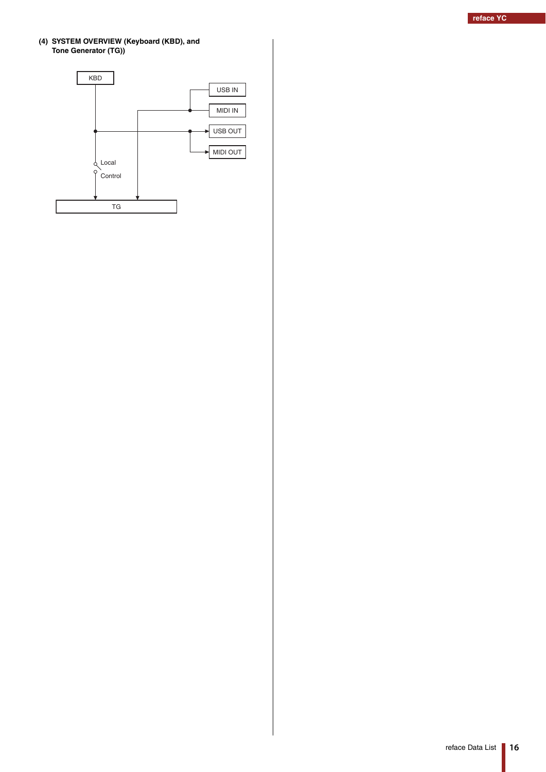### (4) SYSTEM OVERVIEW (Keyboard (KBD), and Tone Generator (TG))

KBD

USB IN

MIDI IN

USB OUT

MIDI OUT

Local Control

TG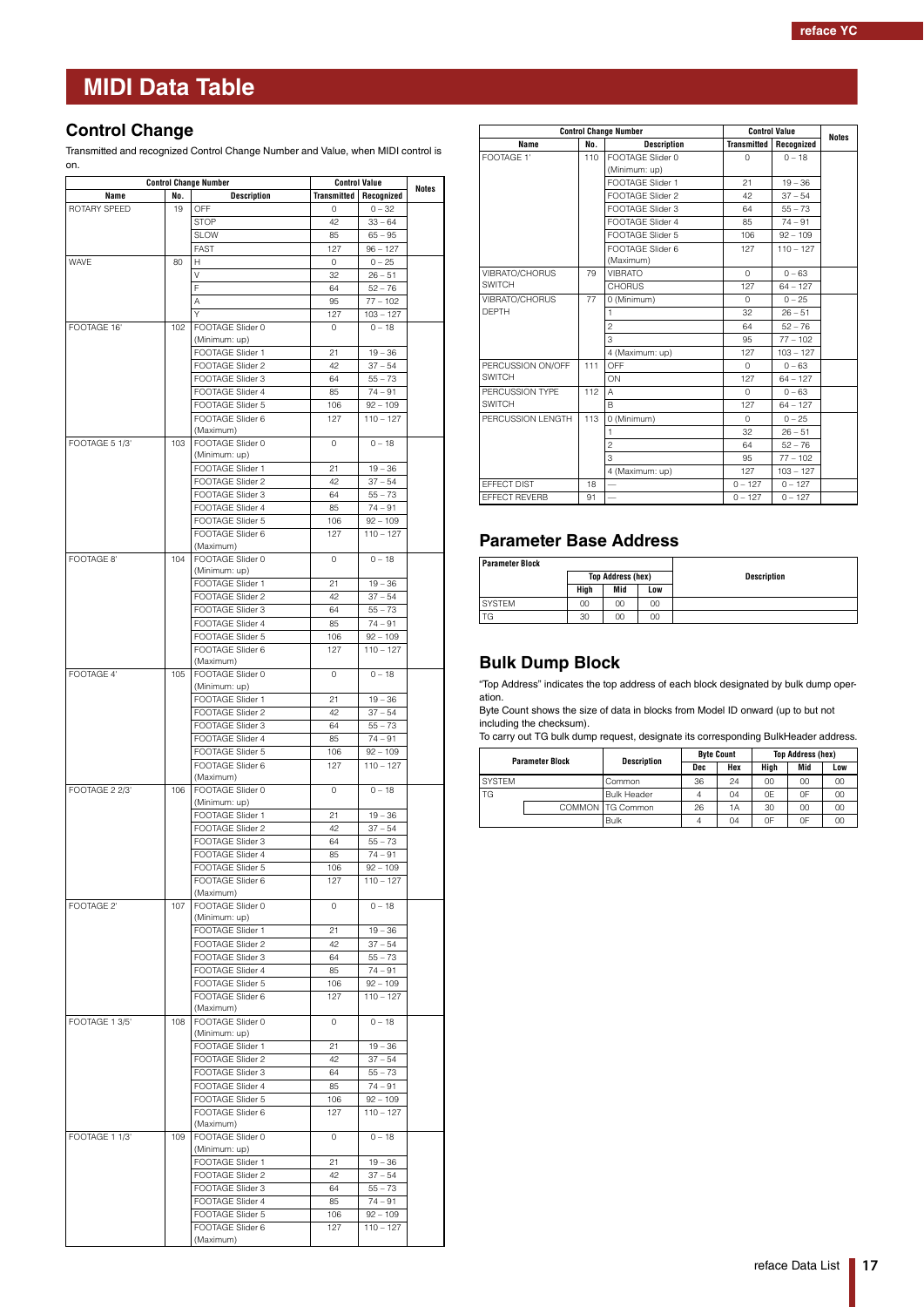# MIDI Data Table

## Control Change

Transmitted and recognized Control Change Number and Value, when MIDI control is on.

| Control Change Number | | | Control Value | | Notes |
|---|---|---|---|---|---|
| Name | No. | Description | Transmitted | Recognized | |
| ROTARY SPEED | 19 | OFF | 0 | 0 – 32 | |
| | | STOP | 42 | 33 – 64 | |
| | | SLOW | 85 | 65 – 95 | |
| | | FAST | 127 | 96 – 127 | |
| WAVE | 80 | H | 0 | 0 – 25 | |
| | | V | 32 | 26 – 51 | |
| | | F | 64 | 52 – 76 | |
| | | A | 95 | 77 – 102 | |
| | | Y | 127 | 103 – 127 | |
| FOOTAGE 16' | 102 | FOOTAGE Slider 0 (Minimum: up) | 0 | 0 – 18 | |
| | | FOOTAGE Slider 1 | 21 | 19 – 36 | |
| | | FOOTAGE Slider 2 | 42 | 37 – 54 | |
| | | FOOTAGE Slider 3 | 64 | 55 – 73 | |
| | | FOOTAGE Slider 4 | 85 | 74 – 91 | |
| | | FOOTAGE Slider 5 | 106 | 92 – 109 | |
| | | FOOTAGE Slider 6 (Maximum) | 127 | 110 – 127 | |
| FOOTAGE 5 1/3' | 103 | FOOTAGE Slider 0 (Minimum: up) | 0 | 0 – 18 | |
| | | FOOTAGE Slider 1 | 21 | 19 – 36 | |
| | | FOOTAGE Slider 2 | 42 | 37 – 54 | |
| | | FOOTAGE Slider 3 | 64 | 55 – 73 | |
| | | FOOTAGE Slider 4 | 85 | 74 – 91 | |
| | | FOOTAGE Slider 5 | 106 | 92 – 109 | |
| | | FOOTAGE Slider 6 (Maximum) | 127 | 110 – 127 | |
| FOOTAGE 8' | 104 | FOOTAGE Slider 0 (Minimum: up) | 0 | 0 – 18 | |
| | | FOOTAGE Slider 1 | 21 | 19 – 36 | |
| | | FOOTAGE Slider 2 | 42 | 37 – 54 | |
| | | FOOTAGE Slider 3 | 64 | 55 – 73 | |
| | | FOOTAGE Slider 4 | 85 | 74 – 91 | |
| | | FOOTAGE Slider 5 | 106 | 92 – 109 | |
| | | FOOTAGE Slider 6 (Maximum) | 127 | 110 – 127 | |
| FOOTAGE 4' | 105 | FOOTAGE Slider 0 (Minimum: up) | 0 | 0 – 18 | |
| | | FOOTAGE Slider 1 | 21 | 19 – 36 | |
| | | FOOTAGE Slider 2 | 42 | 37 – 54 | |
| | | FOOTAGE Slider 3 | 64 | 55 – 73 | |
| | | FOOTAGE Slider 4 | 85 | 74 – 91 | |
| | | FOOTAGE Slider 5 | 106 | 92 – 109 | |
| | | FOOTAGE Slider 6 (Maximum) | 127 | 110 – 127 | |
| FOOTAGE 2 2/3' | 106 | FOOTAGE Slider 0 (Minimum: up) | 0 | 0 – 18 | |
| | | FOOTAGE Slider 1 | 21 | 19 – 36 | |
| | | FOOTAGE Slider 2 | 42 | 37 – 54 | |
| | | FOOTAGE Slider 3 | 64 | 55 – 73 | |
| | | FOOTAGE Slider 4 | 85 | 74 – 91 | |
| | | FOOTAGE Slider 5 | 106 | 92 – 109 | |
| | | FOOTAGE Slider 6 (Maximum) | 127 | 110 – 127 | |
| FOOTAGE 2' | 107 | FOOTAGE Slider 0 (Minimum: up) | 0 | 0 – 18 | |
| | | FOOTAGE Slider 1 | 21 | 19 – 36 | |
| | | FOOTAGE Slider 2 | 42 | 37 – 54 | |
| | | FOOTAGE Slider 3 | 64 | 55 – 73 | |
| | | FOOTAGE Slider 4 | 85 | 74 – 91 | |
| | | FOOTAGE Slider 5 | 106 | 92 – 109 | |
| | | FOOTAGE Slider 6 (Maximum) | 127 | 110 – 127 | |
| FOOTAGE 1 3/5' | 108 | FOOTAGE Slider 0 (Minimum: up) | 0 | 0 – 18 | |
| | | FOOTAGE Slider 1 | 21 | 19 – 36 | |
| | | FOOTAGE Slider 2 | 42 | 37 – 54 | |
| | | FOOTAGE Slider 3 | 64 | 55 – 73 | |
| | | FOOTAGE Slider 4 | 85 | 74 – 91 | |
| | | FOOTAGE Slider 5 | 106 | 92 – 109 | |
| | | FOOTAGE Slider 6 (Maximum) | 127 | 110 – 127 | |
| FOOTAGE 1 1/3' | 109 | FOOTAGE Slider 0 (Minimum: up) | 0 | 0 – 18 | |
| | | FOOTAGE Slider 1 | 21 | 19 – 36 | |
| | | FOOTAGE Slider 2 | 42 | 37 – 54 | |
| | | FOOTAGE Slider 3 | 64 | 55 – 73 | |
| | | FOOTAGE Slider 4 | 85 | 74 – 91 | |
| | | FOOTAGE Slider 5 | 106 | 92 – 109 | |
| | | FOOTAGE Slider 6 (Maximum) | 127 | 110 – 127 | |
| FOOTAGE 1' | 110 | FOOTAGE Slider 0 (Minimum: up) | 0 | 0 – 18 | |
| | | FOOTAGE Slider 1 | 21 | 19 – 36 | |
| | | FOOTAGE Slider 2 | 42 | 37 – 54 | |
| | | FOOTAGE Slider 3 | 64 | 55 – 73 | |
| | | FOOTAGE Slider 4 | 85 | 74 – 91 | |
| | | FOOTAGE Slider 5 | 106 | 92 – 109 | |
| | | FOOTAGE Slider 6 (Maximum) | 127 | 110 – 127 | |
| VIBRATO/CHORUS SWITCH | 79 | VIBRATO | 0 | 0 – 63 | |
| | | CHORUS | 127 | 64 – 127 | |
| VIBRATO/CHORUS DEPTH | 77 | 0 (Minimum) | 0 | 0 – 25 | |
| | | 1 | 32 | 26 – 51 | |
| | | 2 | 64 | 52 – 76 | |
| | | 3 | 95 | 77 – 102 | |
| | | 4 (Maximum: up) | 127 | 103 – 127 | |
| PERCUSSION ON/OFF SWITCH | 111 | OFF | 0 | 0 – 63 | |
| | | ON | 127 | 64 – 127 | |
| PERCUSSION TYPE SWITCH | 112 | A | 0 | 0 – 63 | |
| | | B | 127 | 64 – 127 | |
| PERCUSSION LENGTH | 113 | 0 (Minimum) | 0 | 0 – 25 | |
| | | 1 | 32 | 26 – 51 | |
| | | 2 | 64 | 52 – 76 | |
| | | 3 | 95 | 77 – 102 | |
| | | 4 (Maximum: up) | 127 | 103 – 127 | |
| EFFECT DIST | 18 | — | 0 – 127 | 0 – 127 | |
| EFFECT REVERB | 91 | — | 0 – 127 | 0 – 127 | |

## Parameter Base Address

| Parameter Block | Top Address (hex) | | | Description |
|---|---|---|---|---|
| | High | Mid | Low | |
| SYSTEM | 00 | 00 | 00 | |
| TG | 30 | 00 | 00 | |

## Bulk Dump Block

"Top Address" indicates the top address of each block designated by bulk dump operation.
Byte Count shows the size of data in blocks from Model ID onward (up to but not including the checksum).
To carry out TG bulk dump request, designate its corresponding BulkHeader address.

| Parameter Block | | Description | Byte Count | | Top Address (hex) | | |
|---|---|---|---|---|---|---|---|
| | | | Dec | Hex | High | Mid | Low |
| SYSTEM | | Common | 36 | 24 | 00 | 00 | 00 |
| TG | | Bulk Header | 4 | 04 | 0E | 0F | 00 |
| | COMMON | TG Common | 26 | 1A | 30 | 00 | 00 |
| | | Bulk | 4 | 04 | 0F | 0F | 00 |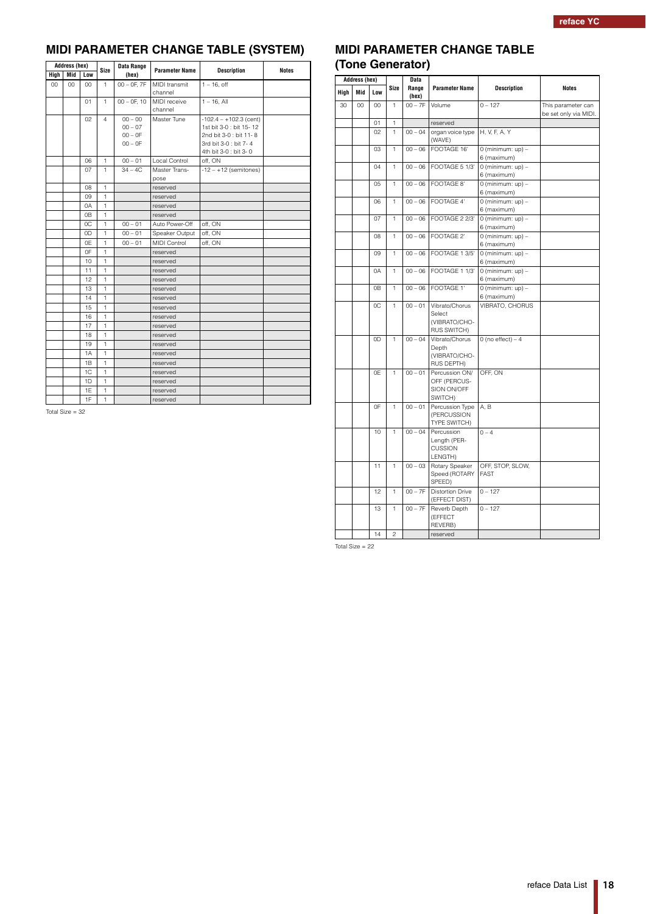## MIDI PARAMETER CHANGE TABLE (SYSTEM)

| Address (hex) | | | Size | Data Range (hex) | Parameter Name | Description | Notes |
|---|---|---|---|---|---|---|---|
| High | Mid | Low | | | | | |
| 00 | 00 | 00 | 1 | 00 – 0F, 7F | MIDI transmit channel | 1 – 16, off | |
| | | 01 | 1 | 00 – 0F, 10 | MIDI receive channel | 1 – 16, All | |
| | | 02 | 4 | 00 – 00<br>00 – 07<br>00 – 0F<br>00 – 0F | Master Tune | -102.4 – +102.3 (cent)<br>1st bit 3-0 : bit 15- 12<br>2nd bit 3-0 : bit 11- 8<br>3rd bit 3-0 : bit 7- 4<br>4th bit 3-0 : bit 3- 0 | |
| | | 06 | 1 | 00 – 01 | Local Control | off, ON | |
| | | 07 | 1 | 34 – 4C | Master Trans-pose | -12 – +12 (semitones) | |
| | | 08 | 1 | | reserved | | |
| | | 09 | 1 | | reserved | | |
| | | 0A | 1 | | reserved | | |
| | | 0B | 1 | | reserved | | |
| | | 0C | 1 | 00 – 01 | Auto Power-Off | off, ON | |
| | | 0D | 1 | 00 – 01 | Speaker Output | off, ON | |
| | | 0E | 1 | 00 – 01 | MIDI Control | off, ON | |
| | | 0F | 1 | | reserved | | |
| | | 10 | 1 | | reserved | | |
| | | 11 | 1 | | reserved | | |
| | | 12 | 1 | | reserved | | |
| | | 13 | 1 | | reserved | | |
| | | 14 | 1 | | reserved | | |
| | | 15 | 1 | | reserved | | |
| | | 16 | 1 | | reserved | | |
| | | 17 | 1 | | reserved | | |
| | | 18 | 1 | | reserved | | |
| | | 19 | 1 | | reserved | | |
| | | 1A | 1 | | reserved | | |
| | | 1B | 1 | | reserved | | |
| | | 1C | 1 | | reserved | | |
| | | 1D | 1 | | reserved | | |
| | | 1E | 1 | | reserved | | |
| | | 1F | 1 | | reserved | | |

Total Size = 32

## MIDI PARAMETER CHANGE TABLE (Tone Generator)

| Address (hex) | | | Size | Data Range (hex) | Parameter Name | Description | Notes |
|---|---|---|---|---|---|---|---|
| High | Mid | Low | | | | | |
| 30 | 00 | 00 | 1 | 00 – 7F | Volume | 0 – 127 | This parameter can be set only via MIDI. |
| | | 01 | 1 | | reserved | | |
| | | 02 | 1 | 00 – 04 | organ voice type (WAVE) | H, V, F, A, Y | |
| | | 03 | 1 | 00 – 06 | FOOTAGE 16' | 0 (minimum: up) – 6 (maximum) | |
| | | 04 | 1 | 00 – 06 | FOOTAGE 5 1/3' | 0 (minimum: up) – 6 (maximum) | |
| | | 05 | 1 | 00 – 06 | FOOTAGE 8' | 0 (minimum: up) – 6 (maximum) | |
| | | 06 | 1 | 00 – 06 | FOOTAGE 4' | 0 (minimum: up) – 6 (maximum) | |
| | | 07 | 1 | 00 – 06 | FOOTAGE 2 2/3' | 0 (minimum: up) – 6 (maximum) | |
| | | 08 | 1 | 00 – 06 | FOOTAGE 2' | 0 (minimum: up) – 6 (maximum) | |
| | | 09 | 1 | 00 – 06 | FOOTAGE 1 3/5' | 0 (minimum: up) – 6 (maximum) | |
| | | 0A | 1 | 00 – 06 | FOOTAGE 1 1/3' | 0 (minimum: up) – 6 (maximum) | |
| | | 0B | 1 | 00 – 06 | FOOTAGE 1' | 0 (minimum: up) – 6 (maximum) | |
| | | 0C | 1 | 00 – 01 | Vibrato/Chorus Select (VIBRATO/CHO-RUS SWITCH) | VIBRATO, CHORUS | |
| | | 0D | 1 | 00 – 04 | Vibrato/Chorus Depth (VIBRATO/CHO-RUS DEPTH) | 0 (no effect) – 4 | |
| | | 0E | 1 | 00 – 01 | Percussion ON/OFF (PERCUS-SION ON/OFF SWITCH) | OFF, ON | |
| | | 0F | 1 | 00 – 01 | Percussion Type (PERCUSSION TYPE SWITCH) | A, B | |
| | | 10 | 1 | 00 – 04 | Percussion Length (PER-CUSSION LENGTH) | 0 – 4 | |
| | | 11 | 1 | 00 – 03 | Rotary Speaker Speed (ROTARY SPEED) | OFF, STOP, SLOW, FAST | |
| | | 12 | 1 | 00 – 7F | Distortion Drive (EFFECT DIST) | 0 – 127 | |
| | | 13 | 1 | 00 – 7F | Reverb Depth (EFFECT REVERB) | 0 – 127 | |
| | | 14 | 2 | | reserved | | |

Total Size = 22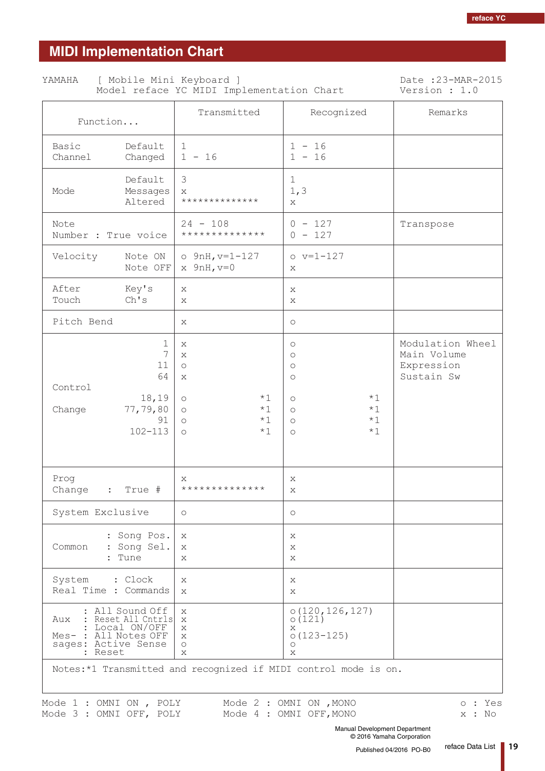# MIDI Implementation Chart

YAMAHA [ Mobile Mini Keyboard ] Date :23-MAR-2015
Model reface YC MIDI Implementation Chart Version : 1.0

| Function... | | Transmitted | Recognized | Remarks |
|---|---|---|---|---|
| Basic Channel | Default<br>Changed | 1<br>1 - 16 | 1 - 16<br>1 - 16 | |
| Mode | Default<br>Messages<br>Altered | 3<br>x<br>************** | 1<br>1,3<br>x | |
| Note Number : True voice | | 24 - 108<br>************** | 0 - 127<br>0 - 127 | Transpose |
| Velocity | Note ON<br>Note OFF | o 9nH,v=1-127<br>x 9nH,v=0 | o v=1-127<br>x | |
| After Touch | Key's<br>Ch's | x<br>x | x<br>x | |
| Pitch Bend | | x | o | |
| Control Change | 1<br>7<br>11<br>64<br>18,19<br>77,79,80<br>91<br>102-113 | x<br>x<br>o<br>x<br>o *1<br>o *1<br>o *1<br>o *1 | o<br>o<br>o<br>o<br>o *1<br>o *1<br>o *1<br>o *1 | Modulation Wheel<br>Main Volume<br>Expression<br>Sustain Sw |
| Prog Change : True # | | x<br>************** | x<br>x | |
| System Exclusive | | o | o | |
| Common | : Song Pos.<br>: Song Sel.<br>: Tune | x<br>x<br>x | x<br>x<br>x | |
| System Real Time | : Clock<br>: Commands | x<br>x | x<br>x | |
| Aux Mes- sages | : All Sound Off<br>: Reset All Cntrls<br>: Local ON/OFF<br>: All Notes OFF<br>: Active Sense<br>: Reset | x<br>x<br>x<br>x<br>o<br>x | o(120,126,127)<br>o(121)<br>x<br>o(123-125)<br>o<br>x | |

Notes:*1 Transmitted and recognized if MIDI control mode is on.

Mode 1 : OMNI ON , POLY Mode 2 : OMNI ON ,MONO o : Yes
Mode 3 : OMNI OFF, POLY Mode 4 : OMNI OFF,MONO x : No

Manual Development Department
© 2016 Yamaha Corporation

Published 04/2016 PO-B0